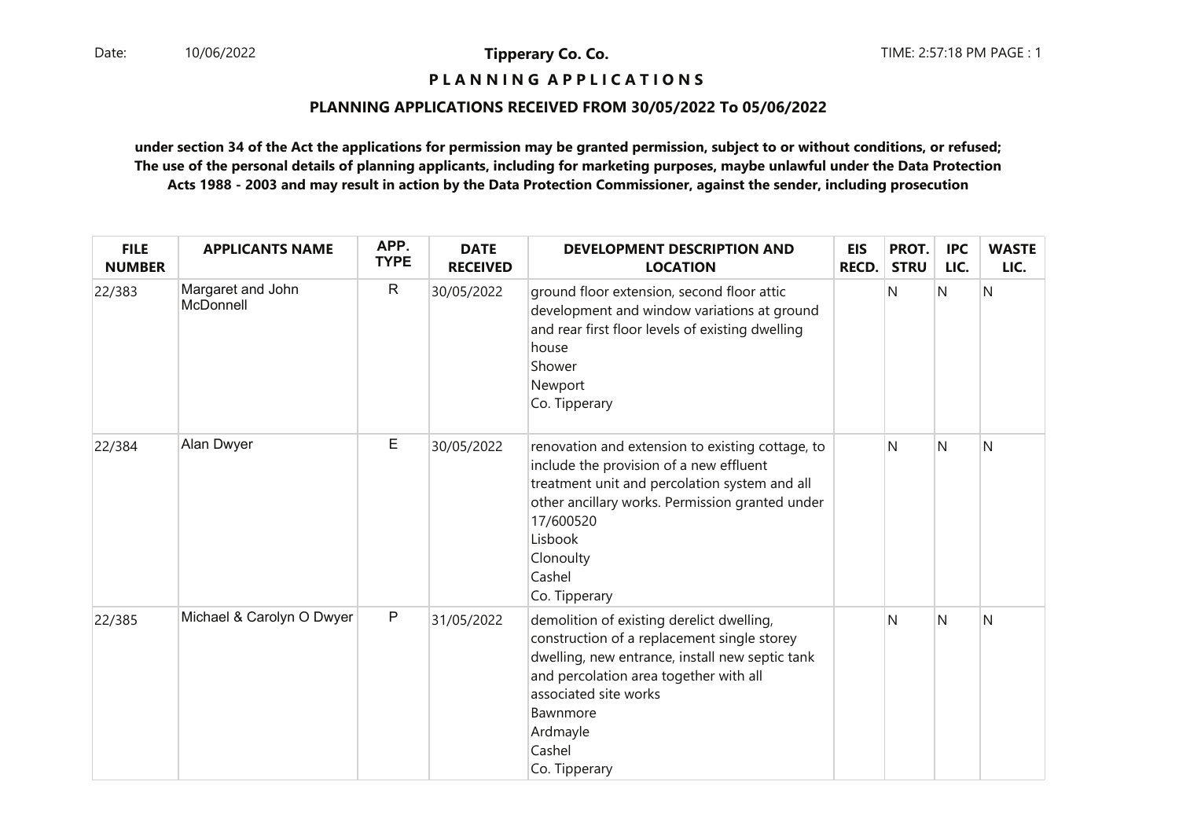**Tipperary Co. Co.**

**P L A N N I N G A P P L I C A T I O N S**

**PLANNING APPLICATIONS RECEIVED FROM 30/05/2022 To 05/06/2022**

**under section 34 of the Act the applications for permission may be granted permission, subject to or without conditions, or refused; The use of the personal details of planning applicants, including for marketing purposes, maybe unlawful under the Data Protection Acts 1988 - 2003 and may result in action by the Data Protection Commissioner, against the sender, including prosecution**

| FILE NUMBER | APPLICANTS NAME | APP. TYPE | DATE RECEIVED | DEVELOPMENT DESCRIPTION AND LOCATION | EIS RECD. | PROT. STRU | IPC LIC. | WASTE LIC. |
|---|---|---|---|---|---|---|---|---|
| 22/383 | Margaret and John McDonnell | R | 30/05/2022 | ground floor extension, second floor attic development and window variations at ground and rear first floor levels of existing dwelling house<br>Shower<br>Newport<br>Co. Tipperary | | N | N | N |
| 22/384 | Alan Dwyer | E | 30/05/2022 | renovation and extension to existing cottage, to include the provision of a new effluent treatment unit and percolation system and all other ancillary works. Permission granted under 17/600520<br>Lisbook<br>Clonoulty<br>Cashel<br>Co. Tipperary | | N | N | N |
| 22/385 | Michael & Carolyn O Dwyer | P | 31/05/2022 | demolition of existing derelict dwelling, construction of a replacement single storey dwelling, new entrance, install new septic tank and percolation area together with all associated site works<br>Bawnmore<br>Ardmayle<br>Cashel<br>Co. Tipperary | | N | N | N |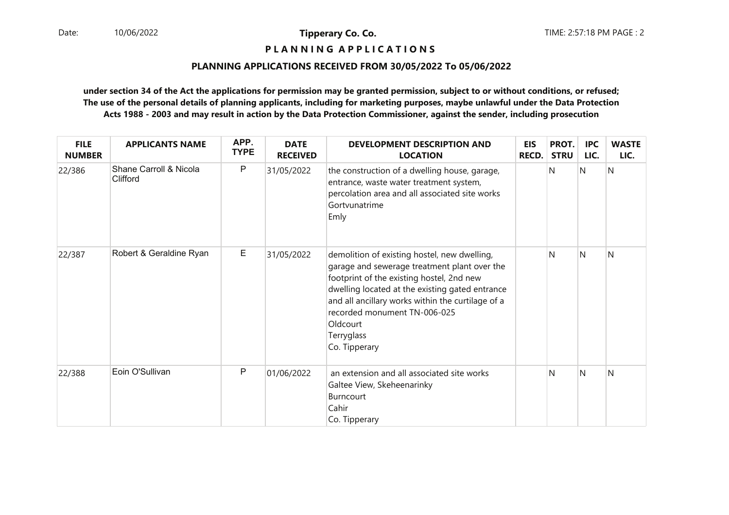**Tipperary Co. Co.**

**P L A N N I N G   A P P L I C A T I O N S**

**PLANNING APPLICATIONS RECEIVED FROM 30/05/2022 To 05/06/2022**

**under section 34 of the Act the applications for permission may be granted permission, subject to or without conditions, or refused; The use of the personal details of planning applicants, including for marketing purposes, maybe unlawful under the Data Protection Acts 1988 - 2003 and may result in action by the Data Protection Commissioner, against the sender, including prosecution**

| FILE NUMBER | APPLICANTS NAME | APP. TYPE | DATE RECEIVED | DEVELOPMENT DESCRIPTION AND LOCATION | EIS RECD. | PROT. STRU | IPC LIC. | WASTE LIC. |
|---|---|---|---|---|---|---|---|---|
| 22/386 | Shane Carroll & Nicola Clifford | P | 31/05/2022 | the construction of a dwelling house, garage, entrance, waste water treatment system, percolation area and all associated site works<br>Gortvunatrime<br>Emly | | N | N | N |
| 22/387 | Robert & Geraldine Ryan | E | 31/05/2022 | demolition of existing hostel, new dwelling, garage and sewerage treatment plant over the footprint of the existing hostel, 2nd new dwelling located at the existing gated entrance and all ancillary works within the curtilage of a recorded monument TN-006-025<br>Oldcourt<br>Terryglass<br>Co. Tipperary | | N | N | N |
| 22/388 | Eoin O'Sullivan | P | 01/06/2022 | an extension and all associated site works<br>Galtee View, Skeheenarinky<br>Burncourt<br>Cahir<br>Co. Tipperary | | N | N | N |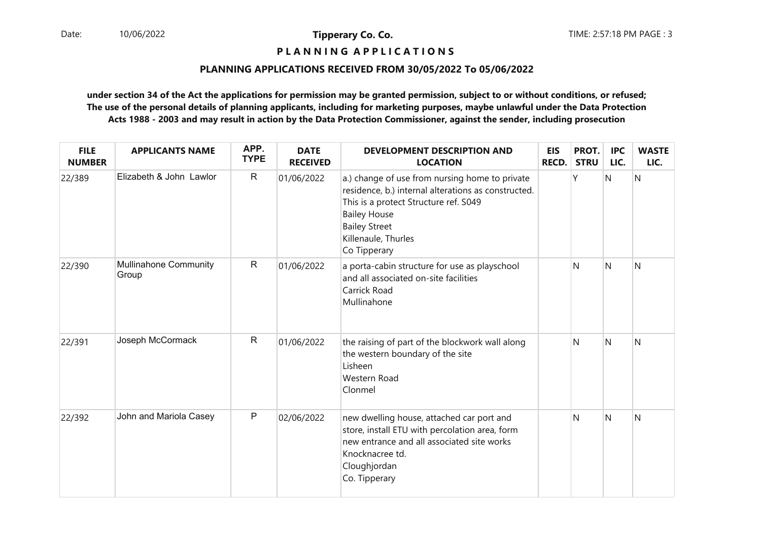**Tipperary Co. Co.**

**P L A N N I N G A P P L I C A T I O N S**

**PLANNING APPLICATIONS RECEIVED FROM 30/05/2022 To 05/06/2022**

**under section 34 of the Act the applications for permission may be granted permission, subject to or without conditions, or refused; The use of the personal details of planning applicants, including for marketing purposes, maybe unlawful under the Data Protection Acts 1988 - 2003 and may result in action by the Data Protection Commissioner, against the sender, including prosecution**

| FILE NUMBER | APPLICANTS NAME | APP. TYPE | DATE RECEIVED | DEVELOPMENT DESCRIPTION AND LOCATION | EIS RECD. | PROT. STRU | IPC LIC. | WASTE LIC. |
|---|---|---|---|---|---|---|---|---|
| 22/389 | Elizabeth & John Lawlor | R | 01/06/2022 | a.) change of use from nursing home to private residence, b.) internal alterations as constructed. This is a protect Structure ref. S049<br>Bailey House<br>Bailey Street<br>Killenaule, Thurles<br>Co Tipperary | | Y | N | N |
| 22/390 | Mullinahone Community Group | R | 01/06/2022 | a porta-cabin structure for use as playschool and all associated on-site facilities<br>Carrick Road<br>Mullinahone | | N | N | N |
| 22/391 | Joseph McCormack | R | 01/06/2022 | the raising of part of the blockwork wall along the western boundary of the site<br>Lisheen<br>Western Road<br>Clonmel | | N | N | N |
| 22/392 | John and Mariola Casey | P | 02/06/2022 | new dwelling house, attached car port and store, install ETU with percolation area, form new entrance and all associated site works<br>Knocknacree td.<br>Cloughjordan<br>Co. Tipperary | | N | N | N |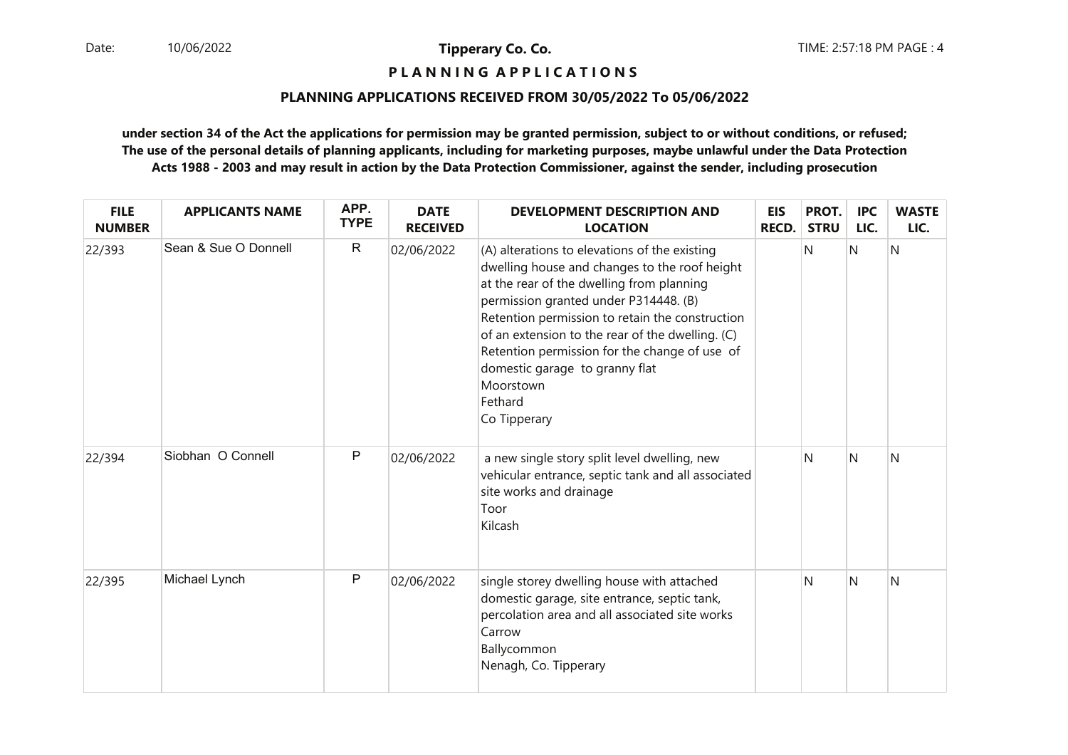**Tipperary Co. Co.**

**PLANNING APPLICATIONS**

**PLANNING APPLICATIONS RECEIVED FROM 30/05/2022 To 05/06/2022**

**under section 34 of the Act the applications for permission may be granted permission, subject to or without conditions, or refused; The use of the personal details of planning applicants, including for marketing purposes, maybe unlawful under the Data Protection Acts 1988 - 2003 and may result in action by the Data Protection Commissioner, against the sender, including prosecution**

| FILE NUMBER | APPLICANTS NAME | APP. TYPE | DATE RECEIVED | DEVELOPMENT DESCRIPTION AND LOCATION | EIS RECD. | PROT. STRU | IPC LIC. | WASTE LIC. |
|---|---|---|---|---|---|---|---|---|
| 22/393 | Sean & Sue O Donnell | R | 02/06/2022 | (A) alterations to elevations of the existing dwelling house and changes to the roof height at the rear of the dwelling from planning permission granted under P314448. (B) Retention permission to retain the construction of an extension to the rear of the dwelling. (C) Retention permission for the change of use of domestic garage to granny flat<br>Moorstown<br>Fethard<br>Co Tipperary | | N | N | N |
| 22/394 | Siobhan O Connell | P | 02/06/2022 | a new single story split level dwelling, new vehicular entrance, septic tank and all associated site works and drainage<br>Toor<br>Kilcash | | N | N | N |
| 22/395 | Michael Lynch | P | 02/06/2022 | single storey dwelling house with attached domestic garage, site entrance, septic tank, percolation area and all associated site works<br>Carrow<br>Ballycommon<br>Nenagh, Co. Tipperary | | N | N | N |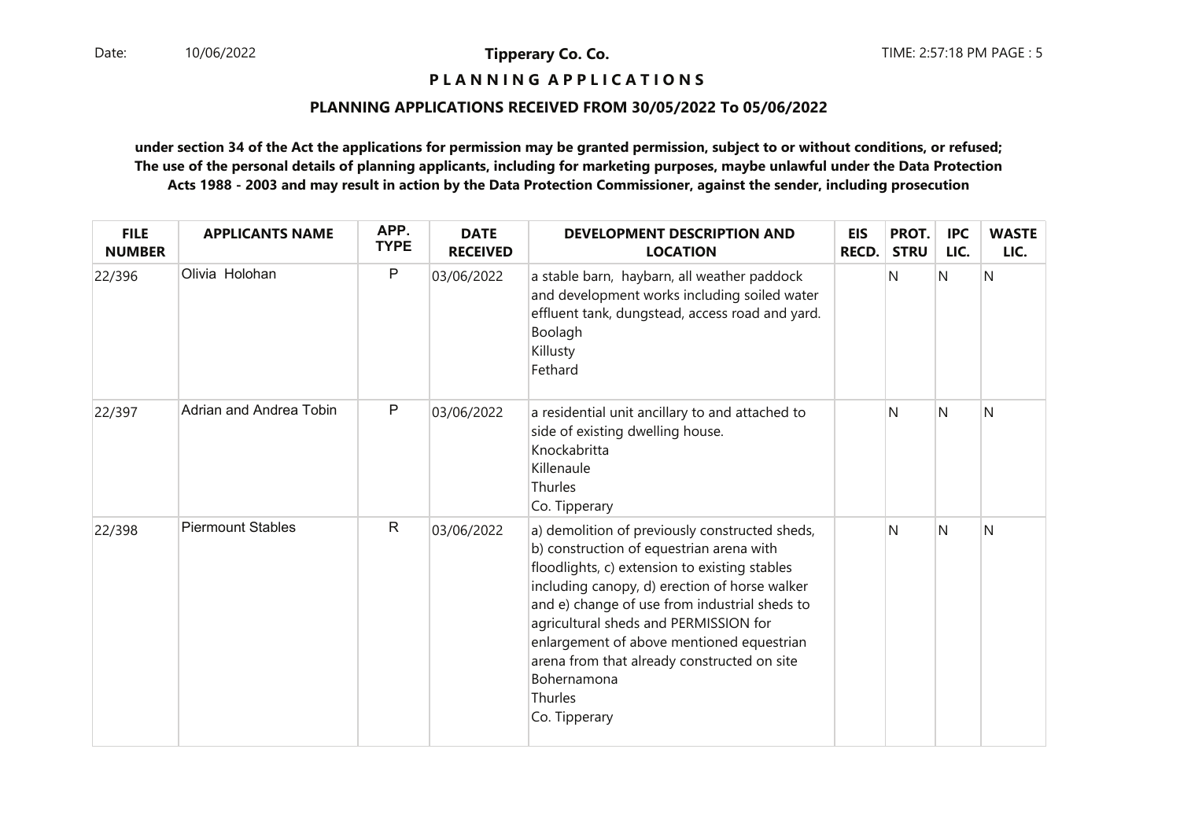**Tipperary Co. Co.**

**P L A N N I N G   A P P L I C A T I O N S**

**PLANNING APPLICATIONS RECEIVED FROM 30/05/2022 To 05/06/2022**

**under section 34 of the Act the applications for permission may be granted permission, subject to or without conditions, or refused; The use of the personal details of planning applicants, including for marketing purposes, maybe unlawful under the Data Protection Acts 1988 - 2003 and may result in action by the Data Protection Commissioner, against the sender, including prosecution**

| FILE NUMBER | APPLICANTS NAME | APP. TYPE | DATE RECEIVED | DEVELOPMENT DESCRIPTION AND LOCATION | EIS RECD. | PROT. STRU | IPC LIC. | WASTE LIC. |
|---|---|---|---|---|---|---|---|---|
| 22/396 | Olivia Holohan | P | 03/06/2022 | a stable barn, haybarn, all weather paddock and development works including soiled water effluent tank, dungstead, access road and yard.<br>Boolagh<br>Killusty<br>Fethard | | N | N | N |
| 22/397 | Adrian and Andrea Tobin | P | 03/06/2022 | a residential unit ancillary to and attached to side of existing dwelling house.<br>Knockabritta<br>Killenaule<br>Thurles<br>Co. Tipperary | | N | N | N |
| 22/398 | Piermount Stables | R | 03/06/2022 | a) demolition of previously constructed sheds, b) construction of equestrian arena with floodlights, c) extension to existing stables including canopy, d) erection of horse walker and e) change of use from industrial sheds to agricultural sheds and PERMISSION for enlargement of above mentioned equestrian arena from that already constructed on site<br>Bohernamona<br>Thurles<br>Co. Tipperary | | N | N | N |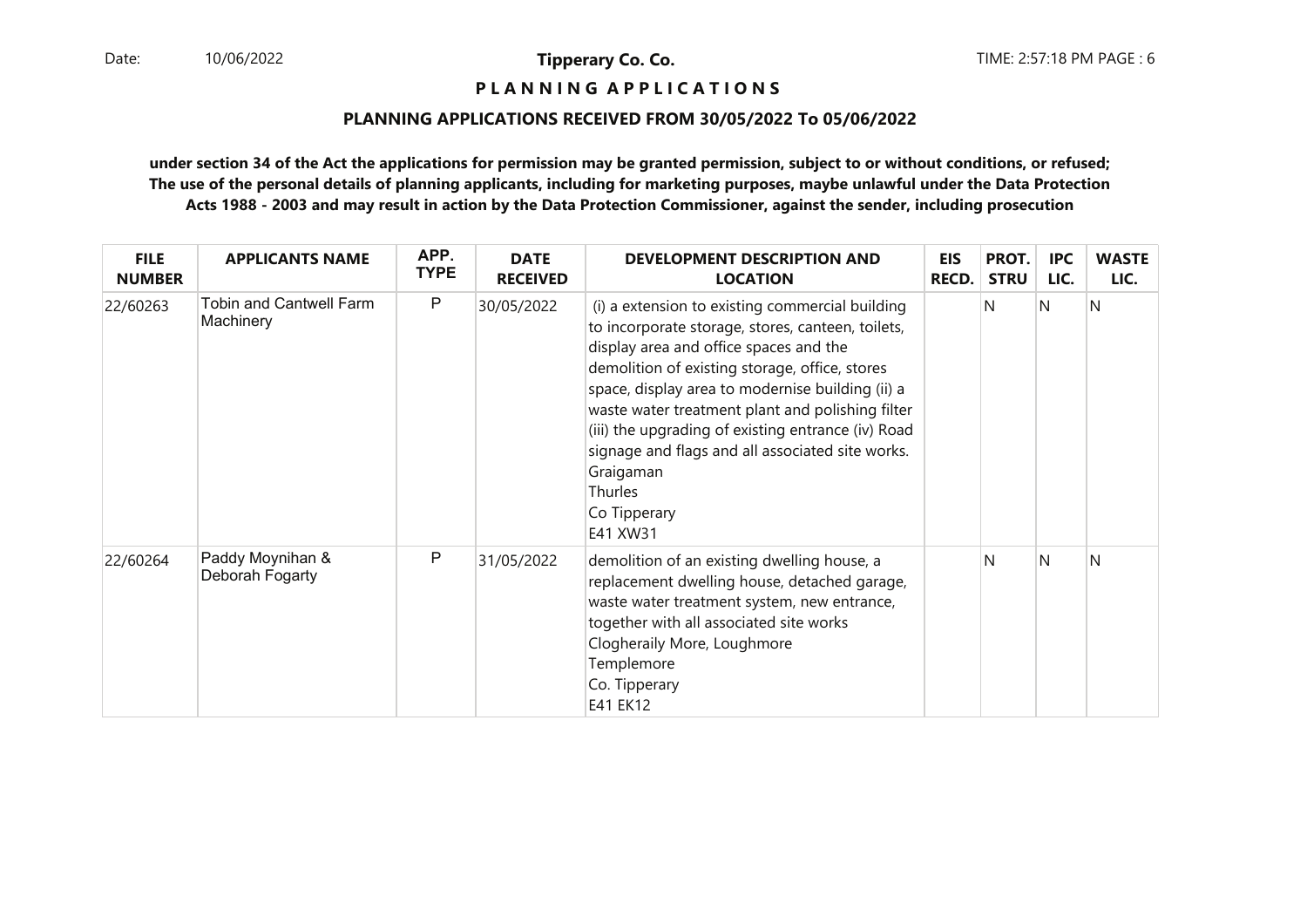**Tipperary Co. Co.**

**P L A N N I N G   A P P L I C A T I O N S**

**PLANNING APPLICATIONS RECEIVED FROM 30/05/2022 To 05/06/2022**

**under section 34 of the Act the applications for permission may be granted permission, subject to or without conditions, or refused; The use of the personal details of planning applicants, including for marketing purposes, maybe unlawful under the Data Protection Acts 1988 - 2003 and may result in action by the Data Protection Commissioner, against the sender, including prosecution**

| FILE NUMBER | APPLICANTS NAME | APP. TYPE | DATE RECEIVED | DEVELOPMENT DESCRIPTION AND LOCATION | EIS RECD. | PROT. STRU | IPC LIC. | WASTE LIC. |
|---|---|---|---|---|---|---|---|---|
| 22/60263 | Tobin and Cantwell Farm Machinery | P | 30/05/2022 | (i) a extension to existing commercial building to incorporate storage, stores, canteen, toilets, display area and office spaces and the demolition of existing storage, office, stores space, display area to modernise building (ii) a waste water treatment plant and polishing filter (iii) the upgrading of existing entrance (iv) Road signage and flags and all associated site works. Graigaman Thurles Co Tipperary E41 XW31 | | N | N | N |
| 22/60264 | Paddy Moynihan & Deborah Fogarty | P | 31/05/2022 | demolition of an existing dwelling house, a replacement dwelling house, detached garage, waste water treatment system, new entrance, together with all associated site works Clogheraily More, Loughmore Templemore Co. Tipperary E41 EK12 | | N | N | N |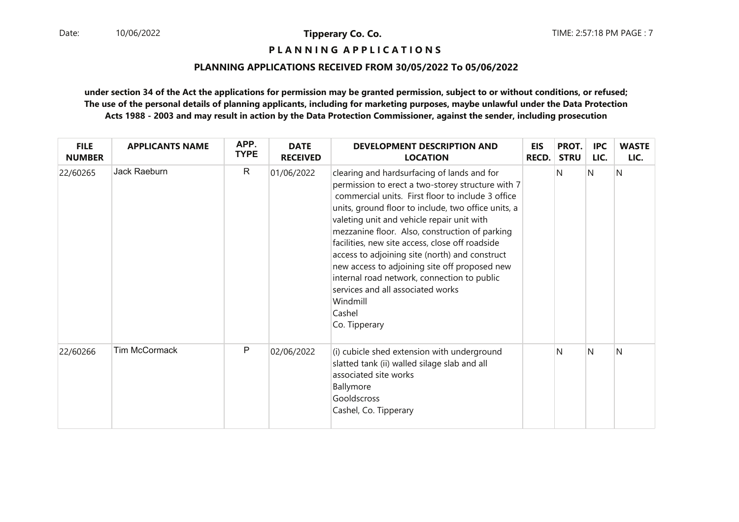**Tipperary Co. Co.**

**P L A N N I N G   A P P L I C A T I O N S**

**PLANNING APPLICATIONS RECEIVED FROM 30/05/2022 To 05/06/2022**

**under section 34 of the Act the applications for permission may be granted permission, subject to or without conditions, or refused; The use of the personal details of planning applicants, including for marketing purposes, maybe unlawful under the Data Protection Acts 1988 - 2003 and may result in action by the Data Protection Commissioner, against the sender, including prosecution**

| FILE NUMBER | APPLICANTS NAME | APP. TYPE | DATE RECEIVED | DEVELOPMENT DESCRIPTION AND LOCATION | EIS RECD. | PROT. STRU | IPC LIC. | WASTE LIC. |
|---|---|---|---|---|---|---|---|---|
| 22/60265 | Jack Raeburn | R | 01/06/2022 | clearing and hardsurfacing of lands and for permission to erect a two-storey structure with 7 commercial units. First floor to include 3 office units, ground floor to include, two office units, a valeting unit and vehicle repair unit with mezzanine floor. Also, construction of parking facilities, new site access, close off roadside access to adjoining site (north) and construct new access to adjoining site off proposed new internal road network, connection to public services and all associated works<br>Windmill<br>Cashel<br>Co. Tipperary | | N | N | N |
| 22/60266 | Tim McCormack | P | 02/06/2022 | (i) cubicle shed extension with underground slatted tank (ii) walled silage slab and all associated site works<br>Ballymore<br>Gooldscross<br>Cashel, Co. Tipperary | | N | N | N |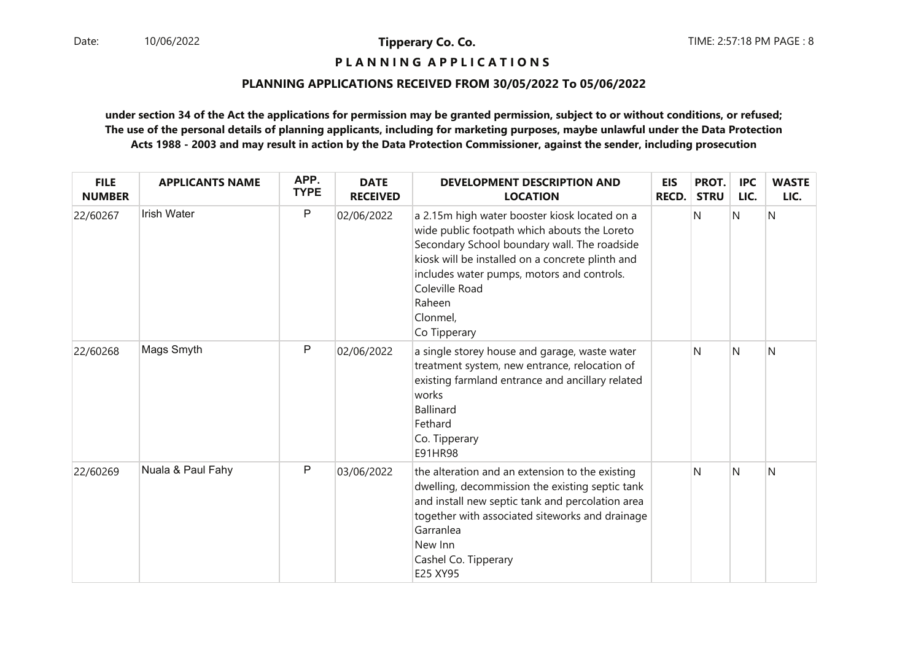**Tipperary Co. Co.**

**P L A N N I N G A P P L I C A T I O N S**

**PLANNING APPLICATIONS RECEIVED FROM 30/05/2022 To 05/06/2022**

**under section 34 of the Act the applications for permission may be granted permission, subject to or without conditions, or refused; The use of the personal details of planning applicants, including for marketing purposes, maybe unlawful under the Data Protection Acts 1988 - 2003 and may result in action by the Data Protection Commissioner, against the sender, including prosecution**

| FILE NUMBER | APPLICANTS NAME | APP. TYPE | DATE RECEIVED | DEVELOPMENT DESCRIPTION AND LOCATION | EIS RECD. | PROT. STRU | IPC LIC. | WASTE LIC. |
|---|---|---|---|---|---|---|---|---|
| 22/60267 | Irish Water | P | 02/06/2022 | a 2.15m high water booster kiosk located on a wide public footpath which abouts the Loreto Secondary School boundary wall. The roadside kiosk will be installed on a concrete plinth and includes water pumps, motors and controls.<br>Coleville Road<br>Raheen<br>Clonmel,<br>Co Tipperary | | N | N | N |
| 22/60268 | Mags Smyth | P | 02/06/2022 | a single storey house and garage, waste water treatment system, new entrance, relocation of existing farmland entrance and ancillary related works<br>Ballinard<br>Fethard<br>Co. Tipperary<br>E91HR98 | | N | N | N |
| 22/60269 | Nuala & Paul Fahy | P | 03/06/2022 | the alteration and an extension to the existing dwelling, decommission the existing septic tank and install new septic tank and percolation area together with associated siteworks and drainage<br>Garranlea<br>New Inn<br>Cashel Co. Tipperary<br>E25 XY95 | | N | N | N |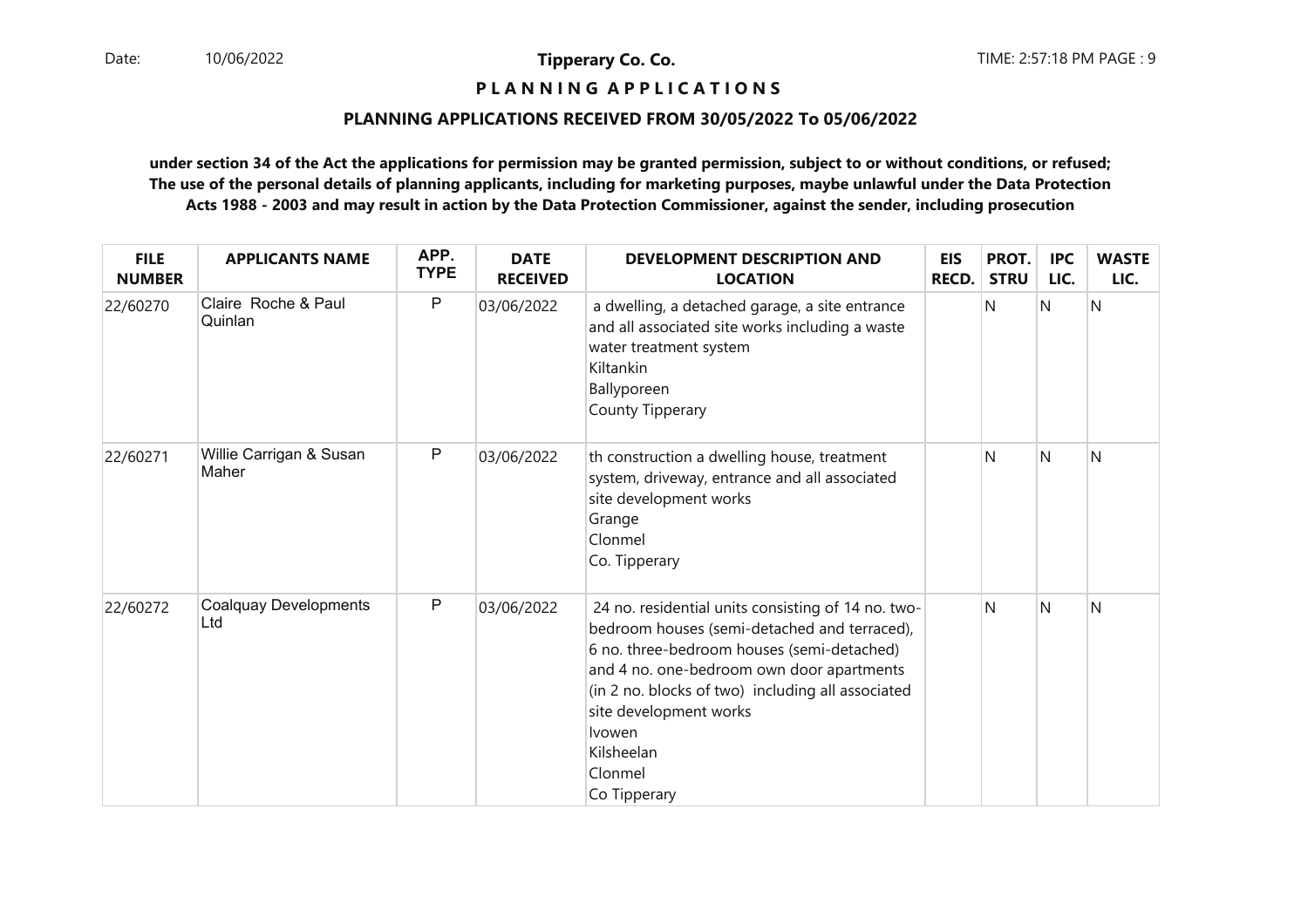**Tipperary Co. Co.**

**P L A N N I N G A P P L I C A T I O N S**

**PLANNING APPLICATIONS RECEIVED FROM 30/05/2022 To 05/06/2022**

**under section 34 of the Act the applications for permission may be granted permission, subject to or without conditions, or refused; The use of the personal details of planning applicants, including for marketing purposes, maybe unlawful under the Data Protection Acts 1988 - 2003 and may result in action by the Data Protection Commissioner, against the sender, including prosecution**

| FILE NUMBER | APPLICANTS NAME | APP. TYPE | DATE RECEIVED | DEVELOPMENT DESCRIPTION AND LOCATION | EIS RECD. | PROT. STRU | IPC LIC. | WASTE LIC. |
|---|---|---|---|---|---|---|---|---|
| 22/60270 | Claire Roche & Paul Quinlan | P | 03/06/2022 | a dwelling, a detached garage, a site entrance and all associated site works including a waste water treatment system<br>Kiltankin<br>Ballyporeen<br>County Tipperary | | N | N | N |
| 22/60271 | Willie Carrigan & Susan Maher | P | 03/06/2022 | th construction a dwelling house, treatment system, driveway, entrance and all associated site development works<br>Grange<br>Clonmel<br>Co. Tipperary | | N | N | N |
| 22/60272 | Coalquay Developments Ltd | P | 03/06/2022 | 24 no. residential units consisting of 14 no. two-bedroom houses (semi-detached and terraced), 6 no. three-bedroom houses (semi-detached) and 4 no. one-bedroom own door apartments (in 2 no. blocks of two) including all associated site development works<br>Ivowen<br>Kilsheelan<br>Clonmel<br>Co Tipperary | | N | N | N |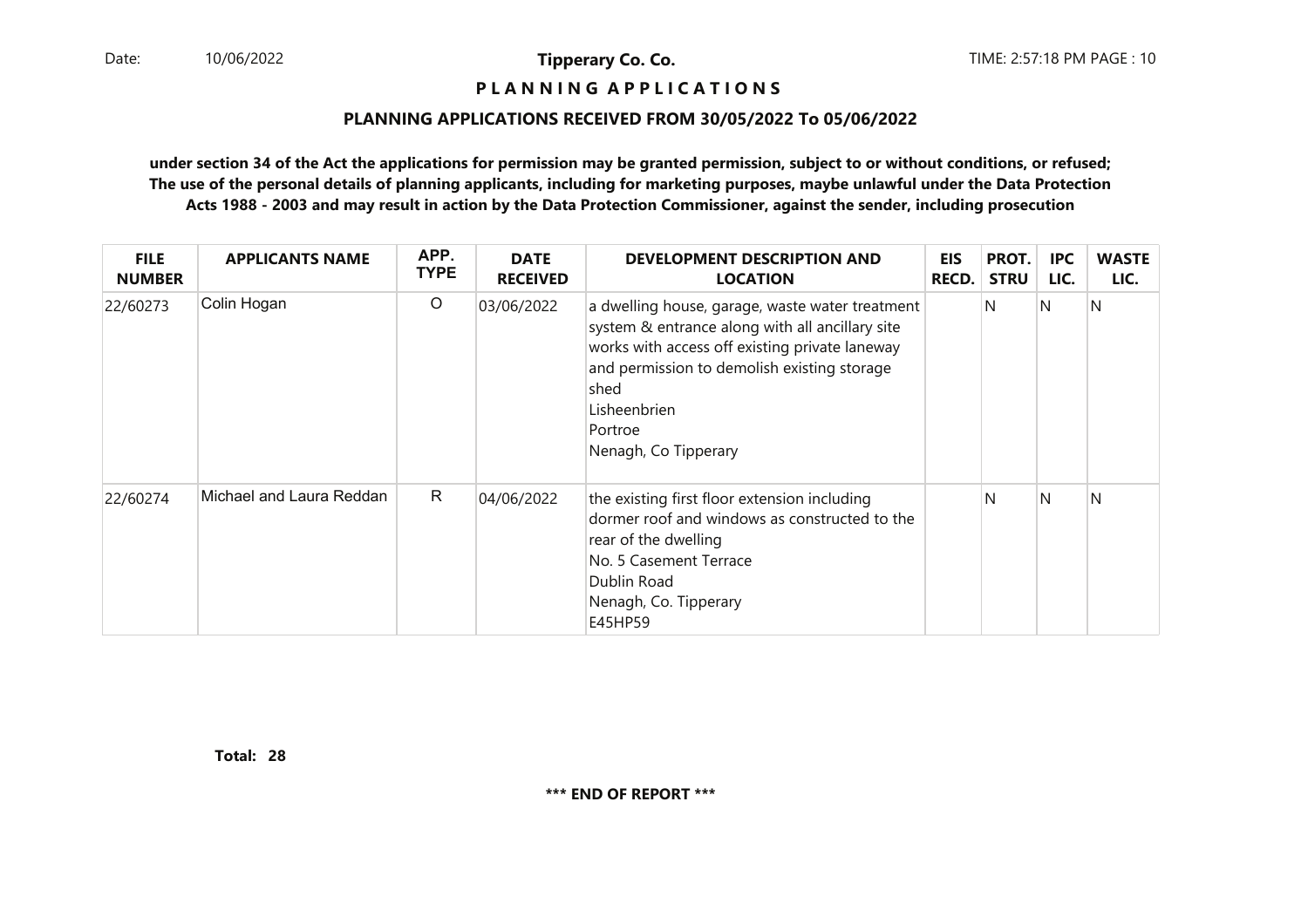**Tipperary Co. Co.**

**P L A N N I N G  A P P L I C A T I O N S**

**PLANNING APPLICATIONS RECEIVED FROM 30/05/2022 To 05/06/2022**

**under section 34 of the Act the applications for permission may be granted permission, subject to or without conditions, or refused; The use of the personal details of planning applicants, including for marketing purposes, maybe unlawful under the Data Protection Acts 1988 - 2003 and may result in action by the Data Protection Commissioner, against the sender, including prosecution**

| FILE NUMBER | APPLICANTS NAME | APP. TYPE | DATE RECEIVED | DEVELOPMENT DESCRIPTION AND LOCATION | EIS RECD. | PROT. STRU | IPC LIC. | WASTE LIC. |
|---|---|---|---|---|---|---|---|---|
| 22/60273 | Colin Hogan | O | 03/06/2022 | a dwelling house, garage, waste water treatment system & entrance along with all ancillary site works with access off existing private laneway and permission to demolish existing storage shed<br>Lisheenbrien<br>Portroe<br>Nenagh, Co Tipperary | | N | N | N |
| 22/60274 | Michael and Laura Reddan | R | 04/06/2022 | the existing first floor extension including dormer roof and windows as constructed to the rear of the dwelling<br>No. 5 Casement Terrace<br>Dublin Road<br>Nenagh, Co. Tipperary<br>E45HP59 | | N | N | N |

**Total: 28**

**\*\*\* END OF REPORT \*\*\***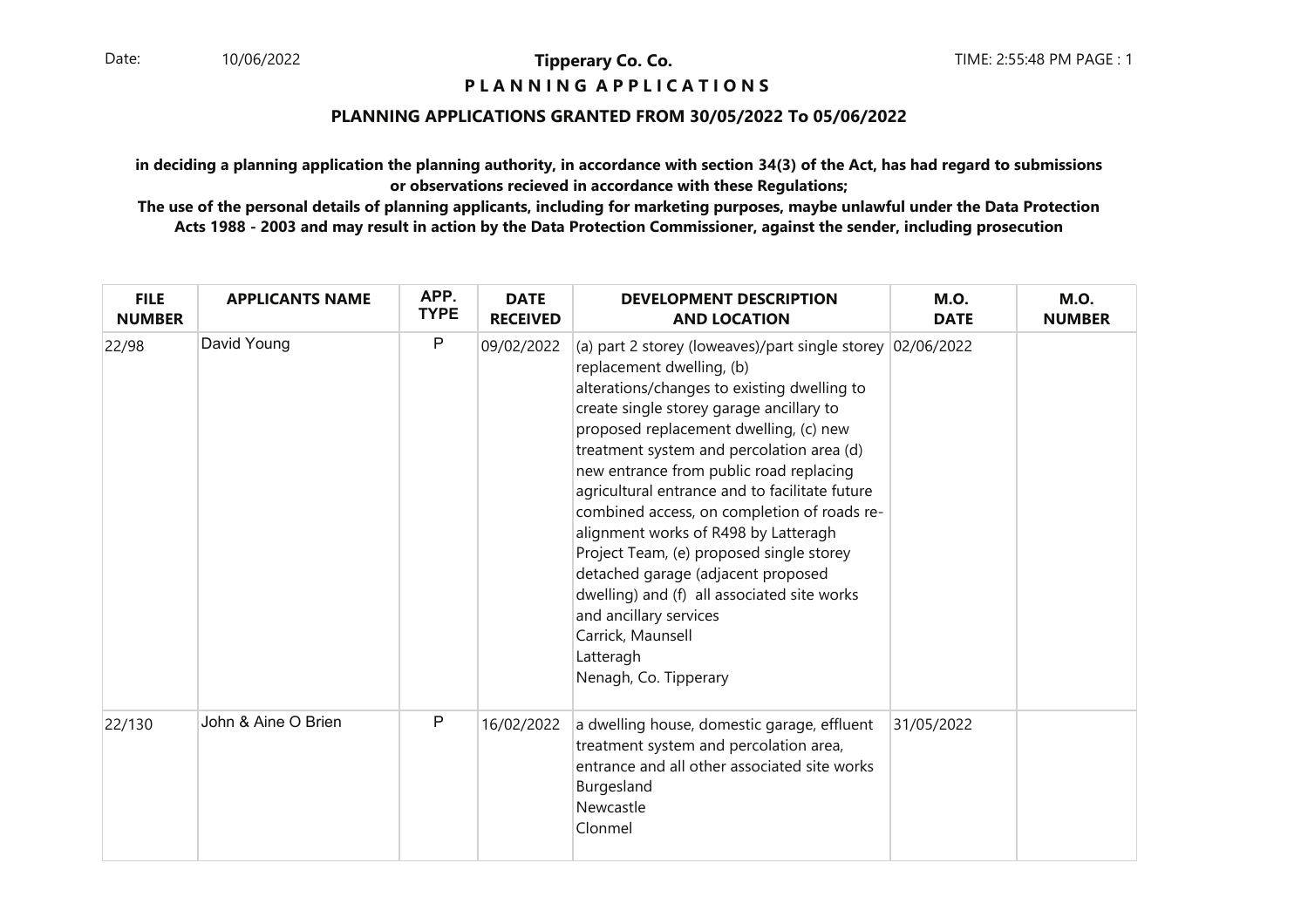# Tipperary Co. Co.

## P L A N N I N G   A P P L I C A T I O N S

### PLANNING APPLICATIONS GRANTED FROM 30/05/2022 To 05/06/2022

**in deciding a planning application the planning authority, in accordance with section 34(3) of the Act, has had regard to submissions or observations recieved in accordance with these Regulations;**

**The use of the personal details of planning applicants, including for marketing purposes, maybe unlawful under the Data Protection Acts 1988 - 2003 and may result in action by the Data Protection Commissioner, against the sender, including prosecution**

| FILE NUMBER | APPLICANTS NAME | APP. TYPE | DATE RECEIVED | DEVELOPMENT DESCRIPTION AND LOCATION | M.O. DATE | M.O. NUMBER |
|---|---|---|---|---|---|---|
| 22/98 | David Young | P | 09/02/2022 | (a) part 2 storey (loweaves)/part single storey replacement dwelling, (b) alterations/changes to existing dwelling to create single storey garage ancillary to proposed replacement dwelling, (c) new treatment system and percolation area (d) new entrance from public road replacing agricultural entrance and to facilitate future combined access, on completion of roads re-alignment works of R498 by Latteragh Project Team, (e) proposed single storey detached garage (adjacent proposed dwelling) and (f) all associated site works and ancillary services<br>Carrick, Maunsell<br>Latteragh<br>Nenagh, Co. Tipperary | 02/06/2022 | |
| 22/130 | John & Aine O Brien | P | 16/02/2022 | a dwelling house, domestic garage, effluent treatment system and percolation area, entrance and all other associated site works<br>Burgesland<br>Newcastle<br>Clonmel | 31/05/2022 | |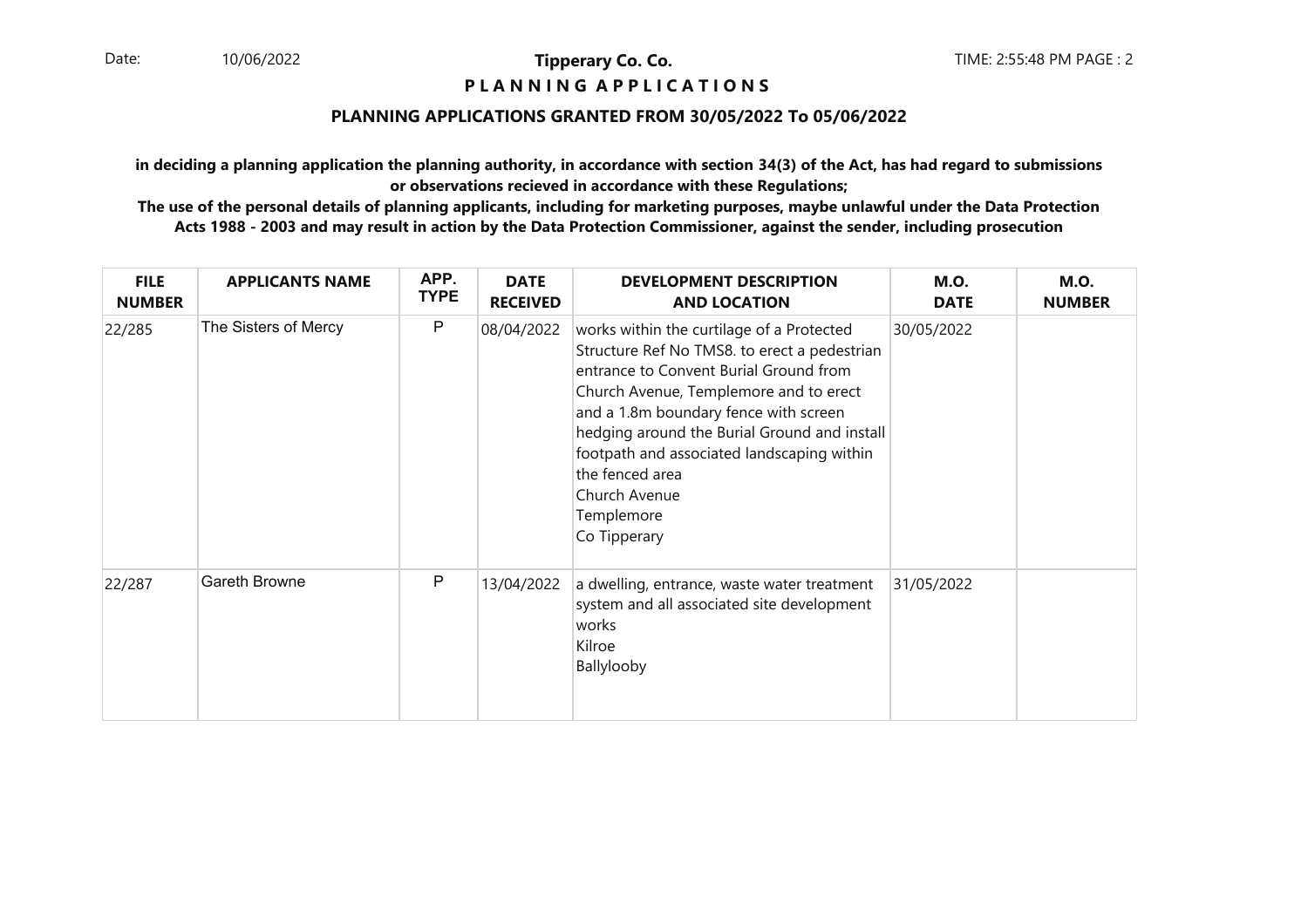**Tipperary Co. Co.**

**P L A N N I N G A P P L I C A T I O N S**

**PLANNING APPLICATIONS GRANTED FROM 30/05/2022 To 05/06/2022**

**in deciding a planning application the planning authority, in accordance with section 34(3) of the Act, has had regard to submissions or observations recieved in accordance with these Regulations;**

**The use of the personal details of planning applicants, including for marketing purposes, maybe unlawful under the Data Protection Acts 1988 - 2003 and may result in action by the Data Protection Commissioner, against the sender, including prosecution**

| FILE NUMBER | APPLICANTS NAME | APP. TYPE | DATE RECEIVED | DEVELOPMENT DESCRIPTION AND LOCATION | M.O. DATE | M.O. NUMBER |
|---|---|---|---|---|---|---|
| 22/285 | The Sisters of Mercy | P | 08/04/2022 | works within the curtilage of a Protected Structure Ref No TMS8. to erect a pedestrian entrance to Convent Burial Ground from Church Avenue, Templemore and to erect and a 1.8m boundary fence with screen hedging around the Burial Ground and install footpath and associated landscaping within the fenced area<br>Church Avenue<br>Templemore<br>Co Tipperary | 30/05/2022 | |
| 22/287 | Gareth Browne | P | 13/04/2022 | a dwelling, entrance, waste water treatment system and all associated site development works<br>Kilroe<br>Ballylooby | 31/05/2022 | |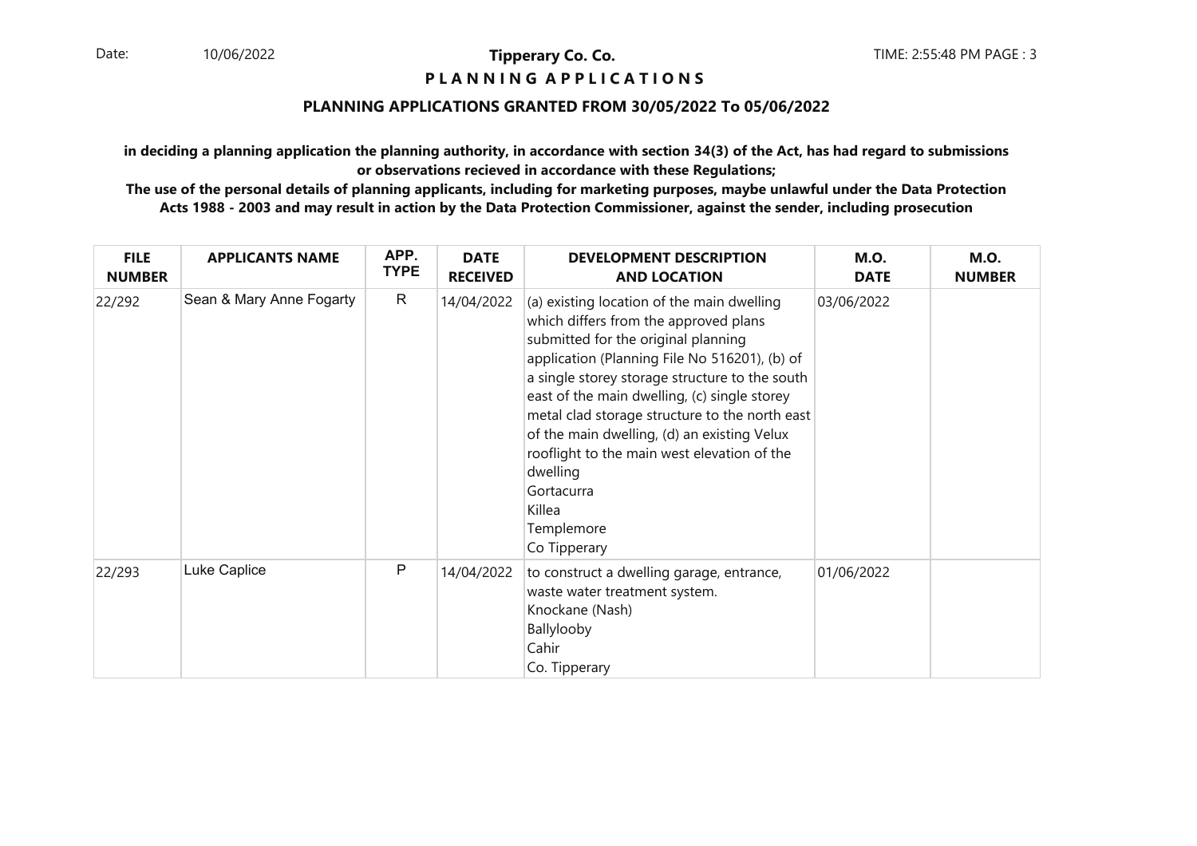Date: 10/06/2022

**Tipperary Co. Co.**

**P L A N N I N G   A P P L I C A T I O N S**

**PLANNING APPLICATIONS GRANTED FROM 30/05/2022 To 05/06/2022**

**in deciding a planning application the planning authority, in accordance with section 34(3) of the Act, has had regard to submissions or observations recieved in accordance with these Regulations;**

**The use of the personal details of planning applicants, including for marketing purposes, maybe unlawful under the Data Protection Acts 1988 - 2003 and may result in action by the Data Protection Commissioner, against the sender, including prosecution**

| FILE NUMBER | APPLICANTS NAME | APP. TYPE | DATE RECEIVED | DEVELOPMENT DESCRIPTION AND LOCATION | M.O. DATE | M.O. NUMBER |
|---|---|---|---|---|---|---|
| 22/292 | Sean & Mary Anne Fogarty | R | 14/04/2022 | (a) existing location of the main dwelling which differs from the approved plans submitted for the original planning application (Planning File No 516201), (b) of a single storey storage structure to the south east of the main dwelling, (c) single storey metal clad storage structure to the north east of the main dwelling, (d) an existing Velux rooflight to the main west elevation of the dwelling<br>Gortacurra<br>Killea<br>Templemore<br>Co Tipperary | 03/06/2022 | |
| 22/293 | Luke Caplice | P | 14/04/2022 | to construct a dwelling garage, entrance, waste water treatment system.<br>Knockane (Nash)<br>Ballylooby<br>Cahir<br>Co. Tipperary | 01/06/2022 | |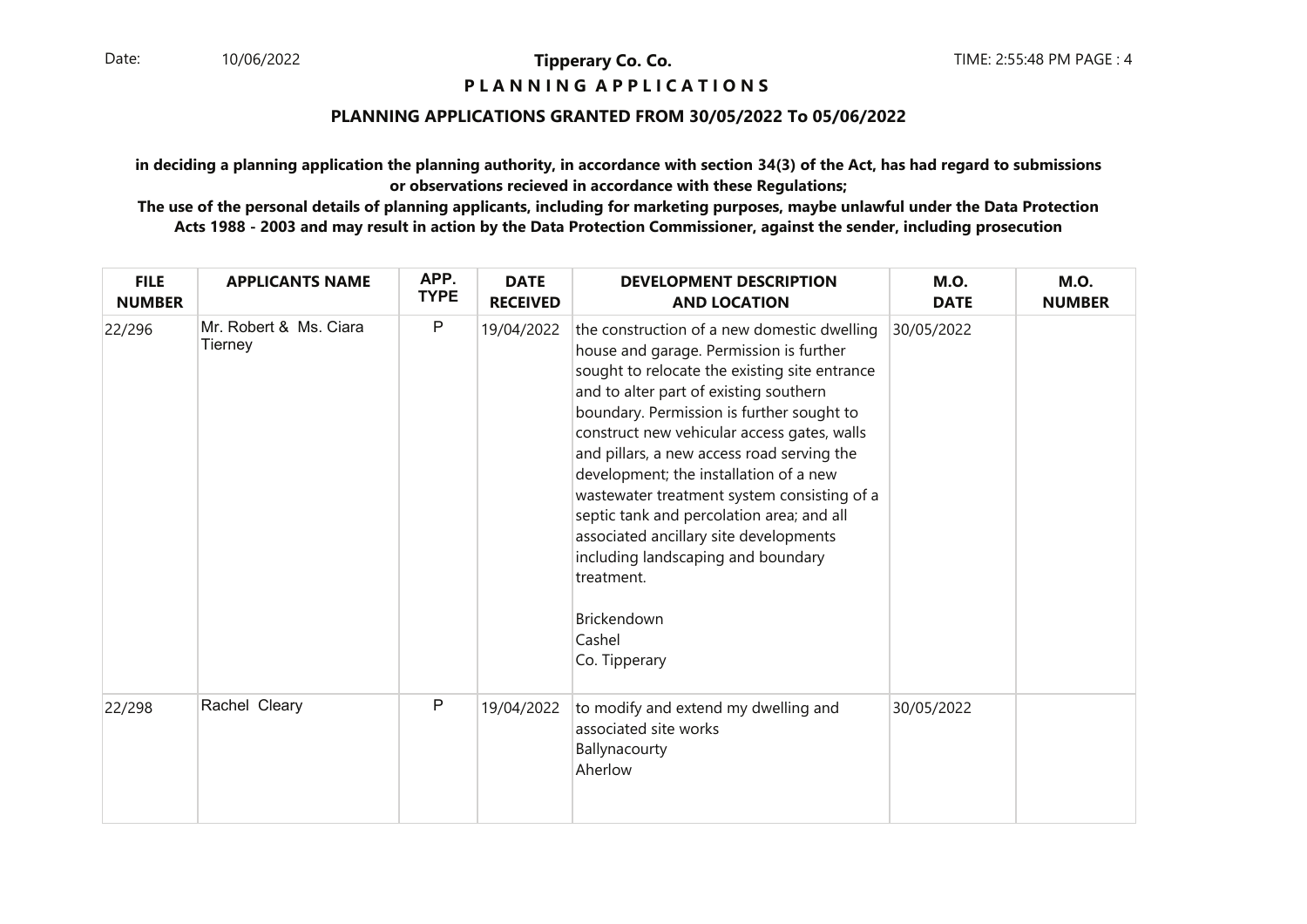## Tipperary Co. Co.

**P L A N N I N G A P P L I C A T I O N S**

**PLANNING APPLICATIONS GRANTED FROM 30/05/2022 To 05/06/2022**

**in deciding a planning application the planning authority, in accordance with section 34(3) of the Act, has had regard to submissions or observations recieved in accordance with these Regulations;**

**The use of the personal details of planning applicants, including for marketing purposes, maybe unlawful under the Data Protection Acts 1988 - 2003 and may result in action by the Data Protection Commissioner, against the sender, including prosecution**

| FILE NUMBER | APPLICANTS NAME | APP. TYPE | DATE RECEIVED | DEVELOPMENT DESCRIPTION AND LOCATION | M.O. DATE | M.O. NUMBER |
|---|---|---|---|---|---|---|
| 22/296 | Mr. Robert & Ms. Ciara Tierney | P | 19/04/2022 | the construction of a new domestic dwelling house and garage. Permission is further sought to relocate the existing site entrance and to alter part of existing southern boundary. Permission is further sought to construct new vehicular access gates, walls and pillars, a new access road serving the development; the installation of a new wastewater treatment system consisting of a septic tank and percolation area; and all associated ancillary site developments including landscaping and boundary treatment. Brickendown Cashel Co. Tipperary | 30/05/2022 | |
| 22/298 | Rachel Cleary | P | 19/04/2022 | to modify and extend my dwelling and associated site works Ballynacourty Aherlow | 30/05/2022 | |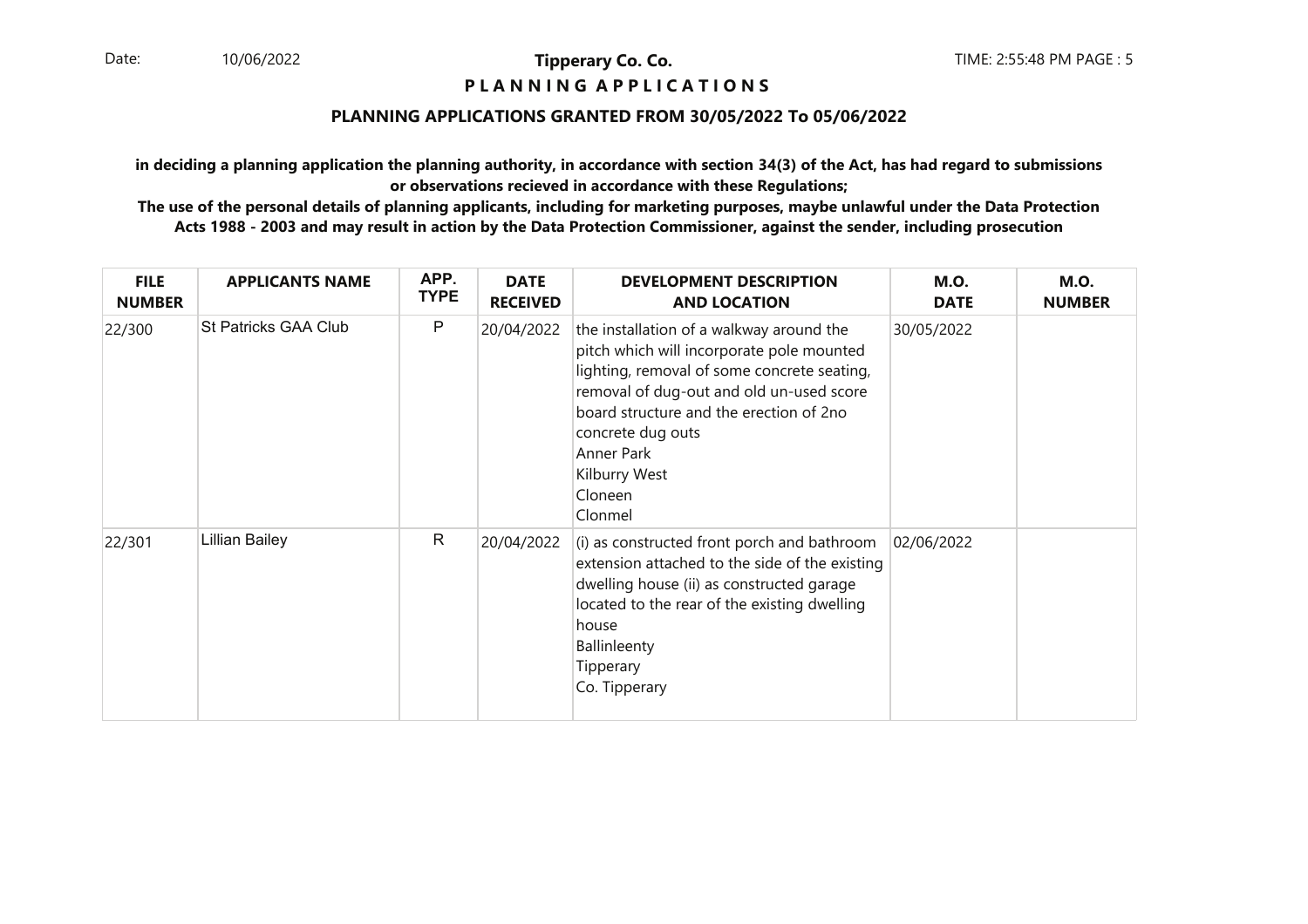# Tipperary Co. Co.

## P L A N N I N G A P P L I C A T I O N S

### PLANNING APPLICATIONS GRANTED FROM 30/05/2022 To 05/06/2022

**in deciding a planning application the planning authority, in accordance with section 34(3) of the Act, has had regard to submissions or observations recieved in accordance with these Regulations;**

**The use of the personal details of planning applicants, including for marketing purposes, maybe unlawful under the Data Protection Acts 1988 - 2003 and may result in action by the Data Protection Commissioner, against the sender, including prosecution**

| FILE NUMBER | APPLICANTS NAME | APP. TYPE | DATE RECEIVED | DEVELOPMENT DESCRIPTION AND LOCATION | M.O. DATE | M.O. NUMBER |
|---|---|---|---|---|---|---|
| 22/300 | St Patricks GAA Club | P | 20/04/2022 | the installation of a walkway around the pitch which will incorporate pole mounted lighting, removal of some concrete seating, removal of dug-out and old un-used score board structure and the erection of 2no concrete dug outs<br>Anner Park<br>Kilburry West<br>Cloneen<br>Clonmel | 30/05/2022 | |
| 22/301 | Lillian Bailey | R | 20/04/2022 | (i) as constructed front porch and bathroom extension attached to the side of the existing dwelling house (ii) as constructed garage located to the rear of the existing dwelling house<br>Ballinleenty<br>Tipperary<br>Co. Tipperary | 02/06/2022 | |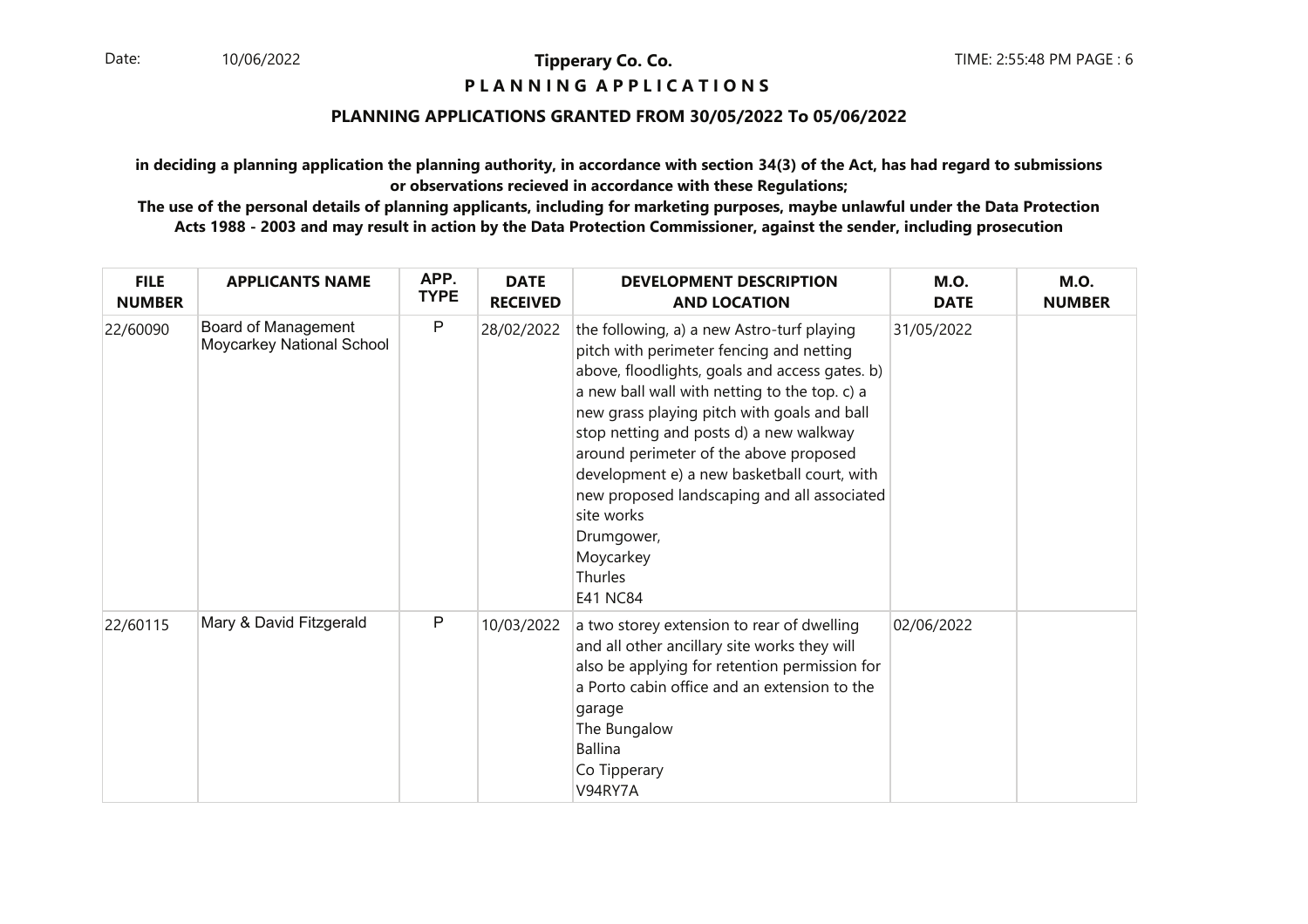**Tipperary Co. Co.**

**P L A N N I N G A P P L I C A T I O N S**

**PLANNING APPLICATIONS GRANTED FROM 30/05/2022 To 05/06/2022**

**in deciding a planning application the planning authority, in accordance with section 34(3) of the Act, has had regard to submissions or observations recieved in accordance with these Regulations;**

**The use of the personal details of planning applicants, including for marketing purposes, maybe unlawful under the Data Protection Acts 1988 - 2003 and may result in action by the Data Protection Commissioner, against the sender, including prosecution**

| FILE NUMBER | APPLICANTS NAME | APP. TYPE | DATE RECEIVED | DEVELOPMENT DESCRIPTION AND LOCATION | M.O. DATE | M.O. NUMBER |
|---|---|---|---|---|---|---|
| 22/60090 | Board of Management Moycarkey National School | P | 28/02/2022 | the following, a) a new Astro-turf playing pitch with perimeter fencing and netting above, floodlights, goals and access gates. b) a new ball wall with netting to the top. c) a new grass playing pitch with goals and ball stop netting and posts d) a new walkway around perimeter of the above proposed development e) a new basketball court, with new proposed landscaping and all associated site works<br>Drumgower,<br>Moycarkey<br>Thurles<br>E41 NC84 | 31/05/2022 | |
| 22/60115 | Mary & David Fitzgerald | P | 10/03/2022 | a two storey extension to rear of dwelling and all other ancillary site works they will also be applying for retention permission for a Porto cabin office and an extension to the garage<br>The Bungalow<br>Ballina<br>Co Tipperary<br>V94RY7A | 02/06/2022 | |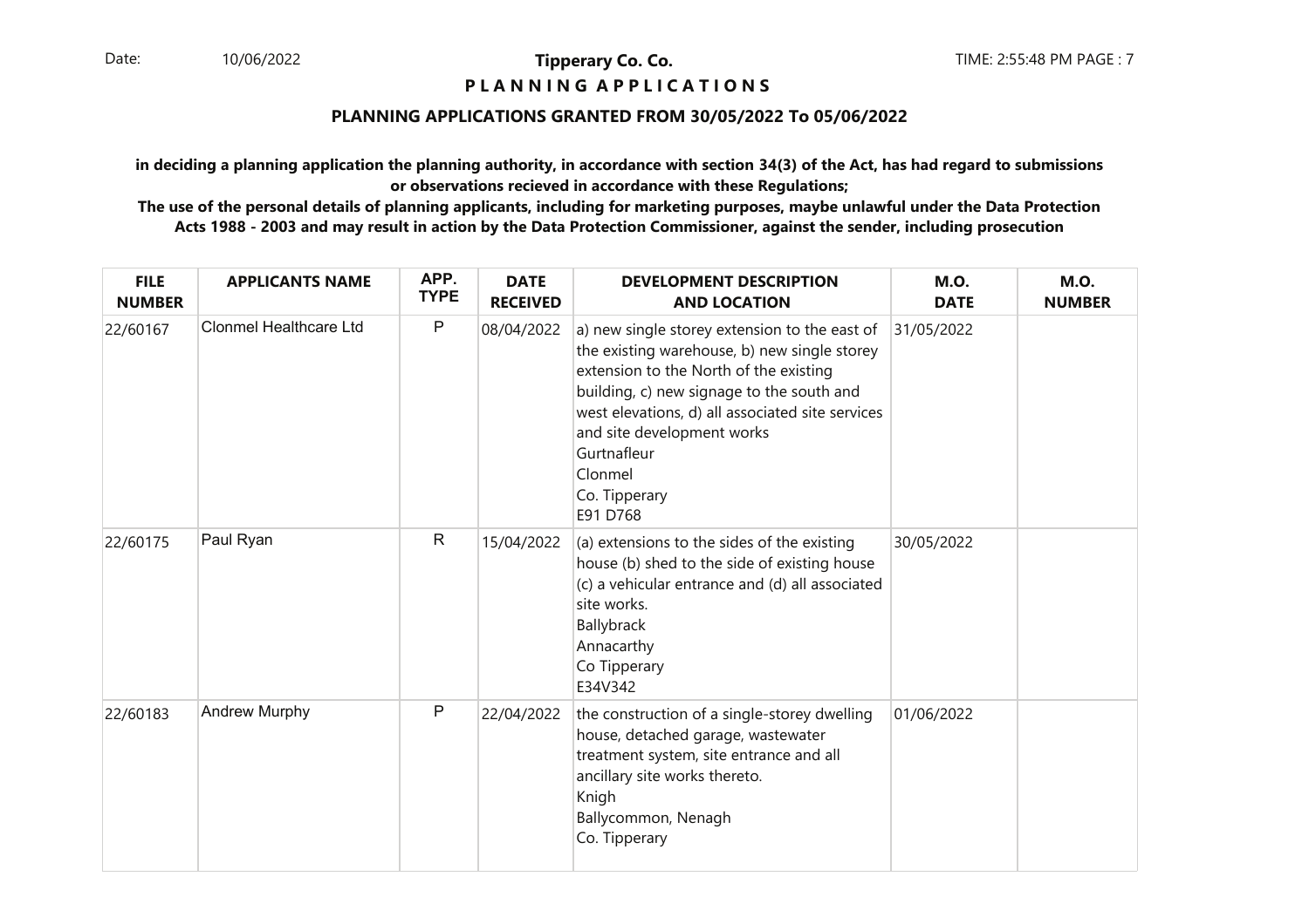**Tipperary Co. Co.**

**P L A N N I N G A P P L I C A T I O N S**

**PLANNING APPLICATIONS GRANTED FROM 30/05/2022 To 05/06/2022**

**in deciding a planning application the planning authority, in accordance with section 34(3) of the Act, has had regard to submissions or observations recieved in accordance with these Regulations;**

**The use of the personal details of planning applicants, including for marketing purposes, maybe unlawful under the Data Protection Acts 1988 - 2003 and may result in action by the Data Protection Commissioner, against the sender, including prosecution**

| FILE NUMBER | APPLICANTS NAME | APP. TYPE | DATE RECEIVED | DEVELOPMENT DESCRIPTION AND LOCATION | M.O. DATE | M.O. NUMBER |
|---|---|---|---|---|---|---|
| 22/60167 | Clonmel Healthcare Ltd | P | 08/04/2022 | a) new single storey extension to the east of the existing warehouse, b) new single storey extension to the North of the existing building, c) new signage to the south and west elevations, d) all associated site services and site development works<br>Gurtnafleur<br>Clonmel<br>Co. Tipperary<br>E91 D768 | 31/05/2022 | |
| 22/60175 | Paul Ryan | R | 15/04/2022 | (a) extensions to the sides of the existing house (b) shed to the side of existing house (c) a vehicular entrance and (d) all associated site works.<br>Ballybrack<br>Annacarthy<br>Co Tipperary<br>E34V342 | 30/05/2022 | |
| 22/60183 | Andrew Murphy | P | 22/04/2022 | the construction of a single-storey dwelling house, detached garage, wastewater treatment system, site entrance and all ancillary site works thereto.<br>Knigh<br>Ballycommon, Nenagh<br>Co. Tipperary | 01/06/2022 | |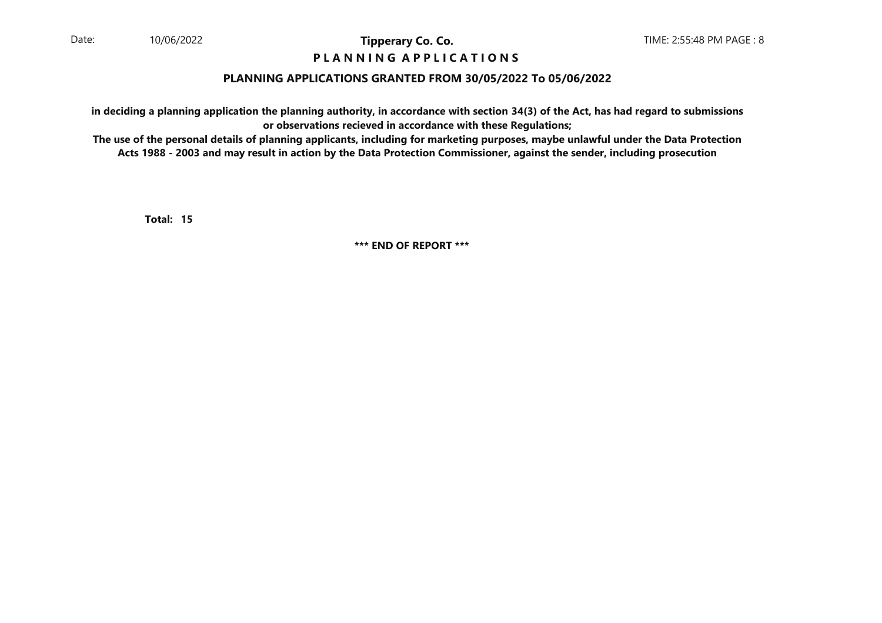**in deciding a planning application the planning authority, in accordance with section 34(3) of the Act, has had regard to submissions or observations recieved in accordance with these Regulations;**

**The use of the personal details of planning applicants, including for marketing purposes, maybe unlawful under the Data Protection Acts 1988 - 2003 and may result in action by the Data Protection Commissioner, against the sender, including prosecution**

**Total: 15**

**\*\*\* END OF REPORT \*\*\***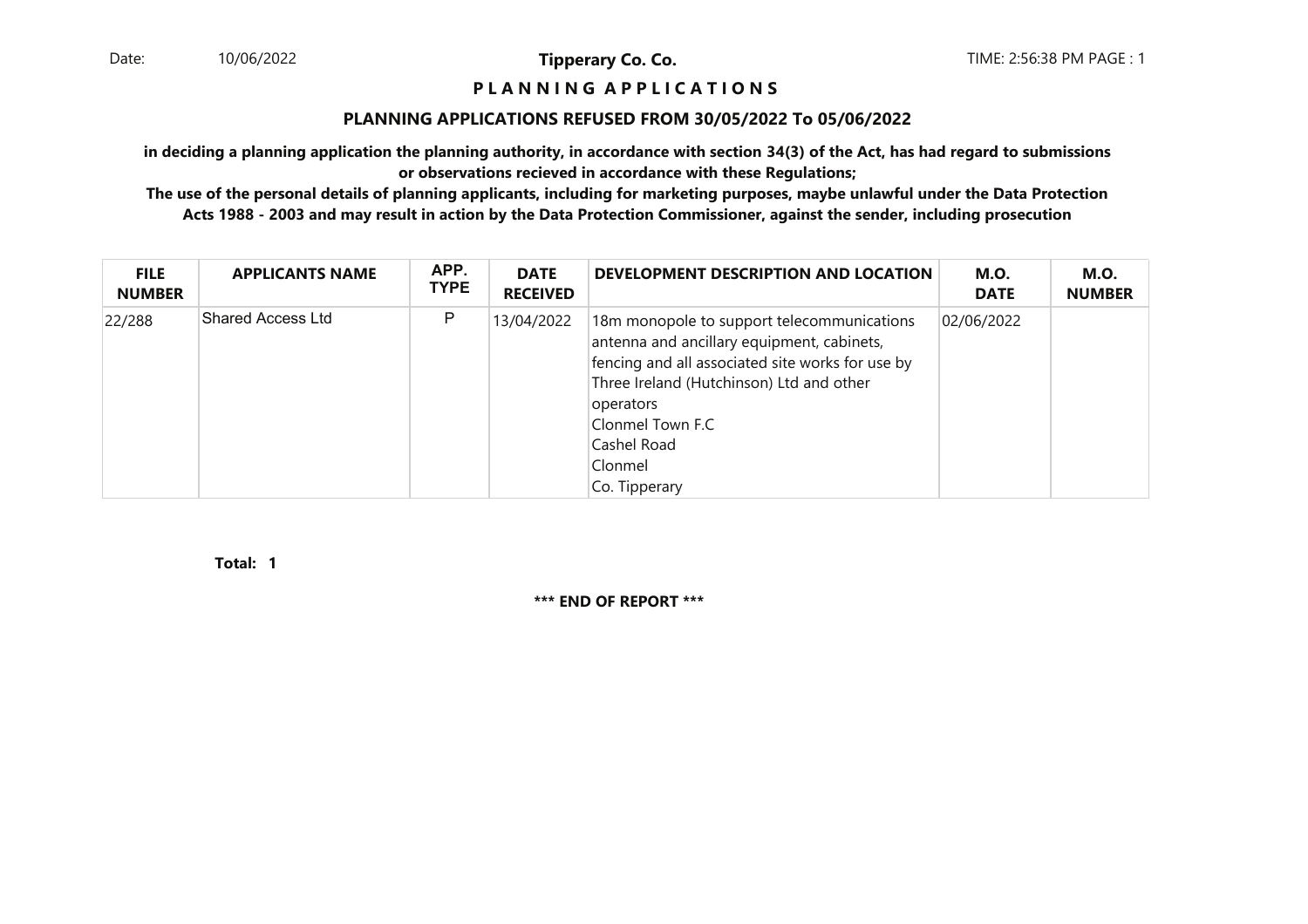Date: 10/06/2022

**Tipperary Co. Co.**

TIME: 2:56:38 PM PAGE : 1

## P L A N N I N G   A P P L I C A T I O N S

### PLANNING APPLICATIONS REFUSED FROM 30/05/2022 To 05/06/2022

**in deciding a planning application the planning authority, in accordance with section 34(3) of the Act, has had regard to submissions or observations recieved in accordance with these Regulations;**

**The use of the personal details of planning applicants, including for marketing purposes, maybe unlawful under the Data Protection Acts 1988 - 2003 and may result in action by the Data Protection Commissioner, against the sender, including prosecution**

| FILE NUMBER | APPLICANTS NAME | APP. TYPE | DATE RECEIVED | DEVELOPMENT DESCRIPTION AND LOCATION | M.O. DATE | M.O. NUMBER |
|---|---|---|---|---|---|---|
| 22/288 | Shared Access Ltd | P | 13/04/2022 | 18m monopole to support telecommunications antenna and ancillary equipment, cabinets, fencing and all associated site works for use by Three Ireland (Hutchinson) Ltd and other operators<br>Clonmel Town F.C<br>Cashel Road<br>Clonmel<br>Co. Tipperary | 02/06/2022 | |

**Total: 1**

**\*\*\* END OF REPORT \*\*\***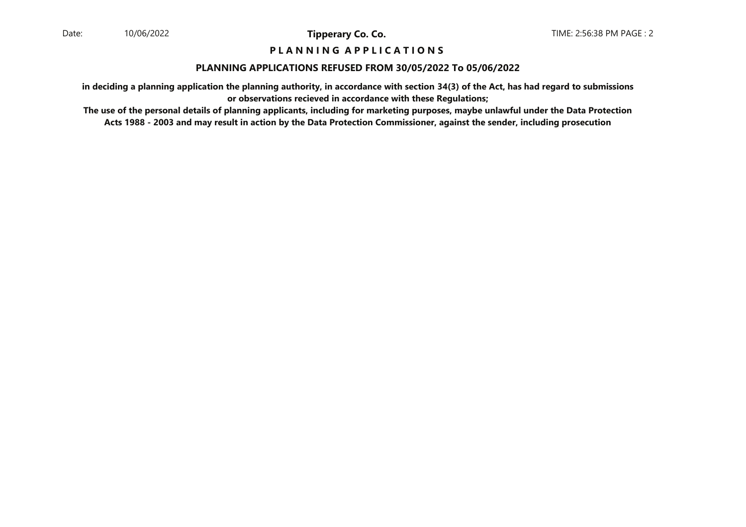**P L A N N I N G A P P L I C A T I O N S**

**PLANNING APPLICATIONS REFUSED FROM 30/05/2022 To 05/06/2022**

**in deciding a planning application the planning authority, in accordance with section 34(3) of the Act, has had regard to submissions or observations recieved in accordance with these Regulations;**

**The use of the personal details of planning applicants, including for marketing purposes, maybe unlawful under the Data Protection Acts 1988 - 2003 and may result in action by the Data Protection Commissioner, against the sender, including prosecution**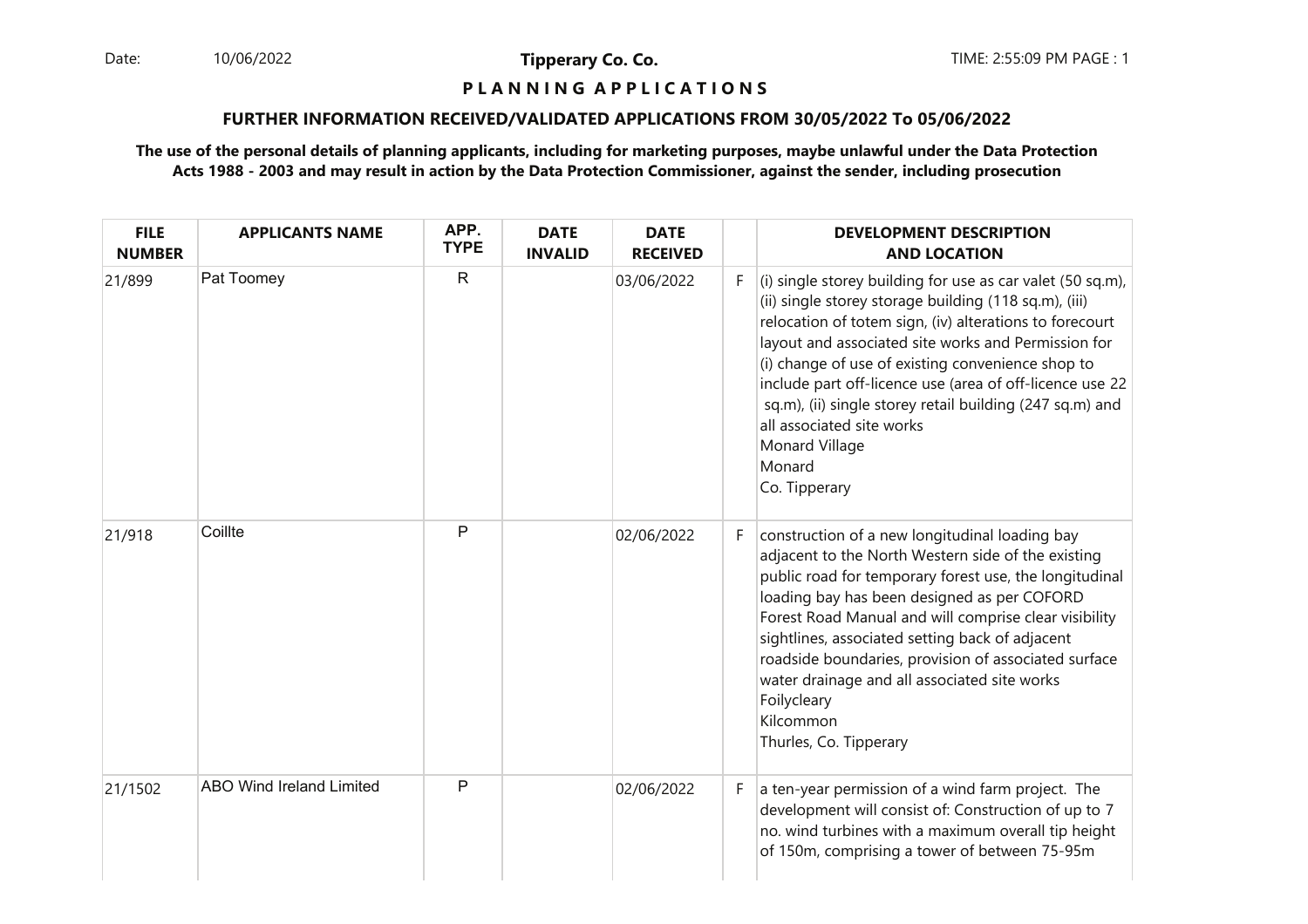**Tipperary Co. Co.**

**P L A N N I N G A P P L I C A T I O N S**

**FURTHER INFORMATION RECEIVED/VALIDATED APPLICATIONS FROM 30/05/2022 To 05/06/2022**

**The use of the personal details of planning applicants, including for marketing purposes, maybe unlawful under the Data Protection Acts 1988 - 2003 and may result in action by the Data Protection Commissioner, against the sender, including prosecution**

| FILE NUMBER | APPLICANTS NAME | APP. TYPE | DATE INVALID | DATE RECEIVED | | DEVELOPMENT DESCRIPTION AND LOCATION |
|---|---|---|---|---|---|---|
| 21/899 | Pat Toomey | R | | 03/06/2022 | F | (i) single storey building for use as car valet (50 sq.m), (ii) single storey storage building (118 sq.m), (iii) relocation of totem sign, (iv) alterations to forecourt layout and associated site works and Permission for (i) change of use of existing convenience shop to include part off-licence use (area of off-licence use 22 sq.m), (ii) single storey retail building (247 sq.m) and all associated site works<br>Monard Village<br>Monard<br>Co. Tipperary |
| 21/918 | Coillte | P | | 02/06/2022 | F | construction of a new longitudinal loading bay adjacent to the North Western side of the existing public road for temporary forest use, the longitudinal loading bay has been designed as per COFORD Forest Road Manual and will comprise clear visibility sightlines, associated setting back of adjacent roadside boundaries, provision of associated surface water drainage and all associated site works<br>Foilycleary<br>Kilcommon<br>Thurles, Co. Tipperary |
| 21/1502 | ABO Wind Ireland Limited | P | | 02/06/2022 | F | a ten-year permission of a wind farm project. The development will consist of: Construction of up to 7 no. wind turbines with a maximum overall tip height of 150m, comprising a tower of between 75-95m |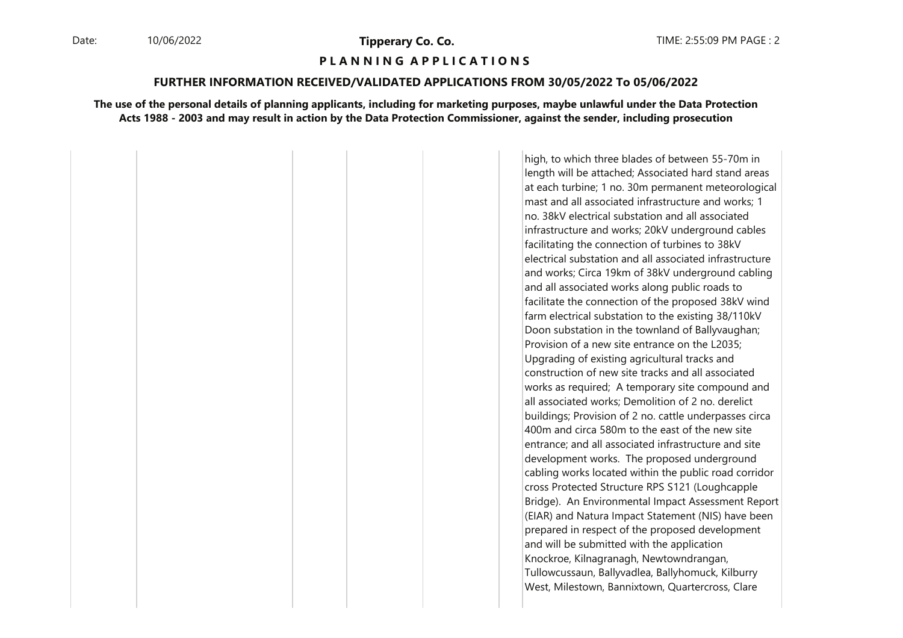**P L A N N I N G A P P L I C A T I O N S**

**FURTHER INFORMATION RECEIVED/VALIDATED APPLICATIONS FROM 30/05/2022 To 05/06/2022**

**The use of the personal details of planning applicants, including for marketing purposes, maybe unlawful under the Data Protection Acts 1988 - 2003 and may result in action by the Data Protection Commissioner, against the sender, including prosecution**

| | | | | | |
|---|---|---|---|---|---|
| | | | | | high, to which three blades of between 55-70m in length will be attached; Associated hard stand areas at each turbine; 1 no. 30m permanent meteorological mast and all associated infrastructure and works; 1 no. 38kV electrical substation and all associated infrastructure and works; 20kV underground cables facilitating the connection of turbines to 38kV electrical substation and all associated infrastructure and works; Circa 19km of 38kV underground cabling and all associated works along public roads to facilitate the connection of the proposed 38kV wind farm electrical substation to the existing 38/110kV Doon substation in the townland of Ballyvaughan; Provision of a new site entrance on the L2035; Upgrading of existing agricultural tracks and construction of new site tracks and all associated works as required; A temporary site compound and all associated works; Demolition of 2 no. derelict buildings; Provision of 2 no. cattle underpasses circa 400m and circa 580m to the east of the new site entrance; and all associated infrastructure and site development works. The proposed underground cabling works located within the public road corridor cross Protected Structure RPS S121 (Loughcapple Bridge). An Environmental Impact Assessment Report (EIAR) and Natura Impact Statement (NIS) have been prepared in respect of the proposed development and will be submitted with the application Knockroe, Kilnagranagh, Newtowndrangan, Tullowcussaun, Ballyvadlea, Ballyhomuck, Kilburry West, Milestown, Bannixtown, Quartercross, Clare |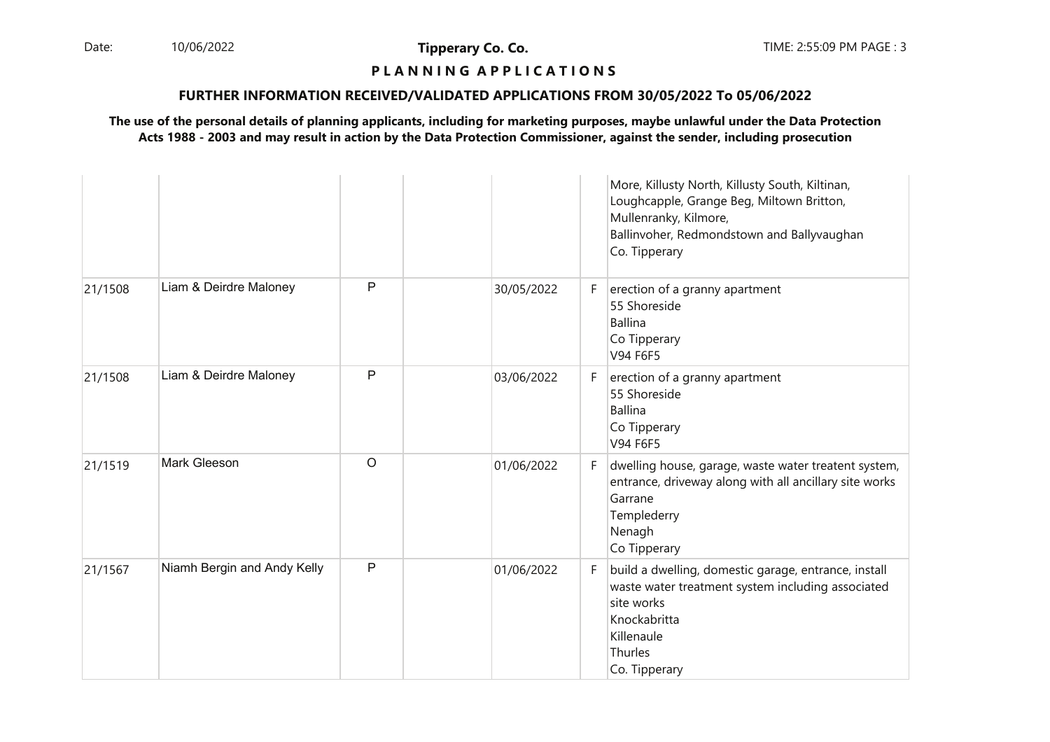**P L A N N I N G A P P L I C A T I O N S**

**FURTHER INFORMATION RECEIVED/VALIDATED APPLICATIONS FROM 30/05/2022 To 05/06/2022**

**The use of the personal details of planning applicants, including for marketing purposes, maybe unlawful under the Data Protection Acts 1988 - 2003 and may result in action by the Data Protection Commissioner, against the sender, including prosecution**

| | | | | | | |
|---|---|---|---|---|---|---|
| | | | | | | More, Killusty North, Killusty South, Kiltinan, Loughcapple, Grange Beg, Miltown Britton, Mullenranky, Kilmore, Ballinvoher, Redmondstown and Ballyvaughan Co. Tipperary |
| 21/1508 | Liam & Deirdre Maloney | P | | 30/05/2022 | F | erection of a granny apartment 55 Shoreside Ballina Co Tipperary V94 F6F5 |
| 21/1508 | Liam & Deirdre Maloney | P | | 03/06/2022 | F | erection of a granny apartment 55 Shoreside Ballina Co Tipperary V94 F6F5 |
| 21/1519 | Mark Gleeson | O | | 01/06/2022 | F | dwelling house, garage, waste water treatent system, entrance, driveway along with all ancillary site works Garrane Templederry Nenagh Co Tipperary |
| 21/1567 | Niamh Bergin and Andy Kelly | P | | 01/06/2022 | F | build a dwelling, domestic garage, entrance, install waste water treatment system including associated site works Knockabritta Killenaule Thurles Co. Tipperary |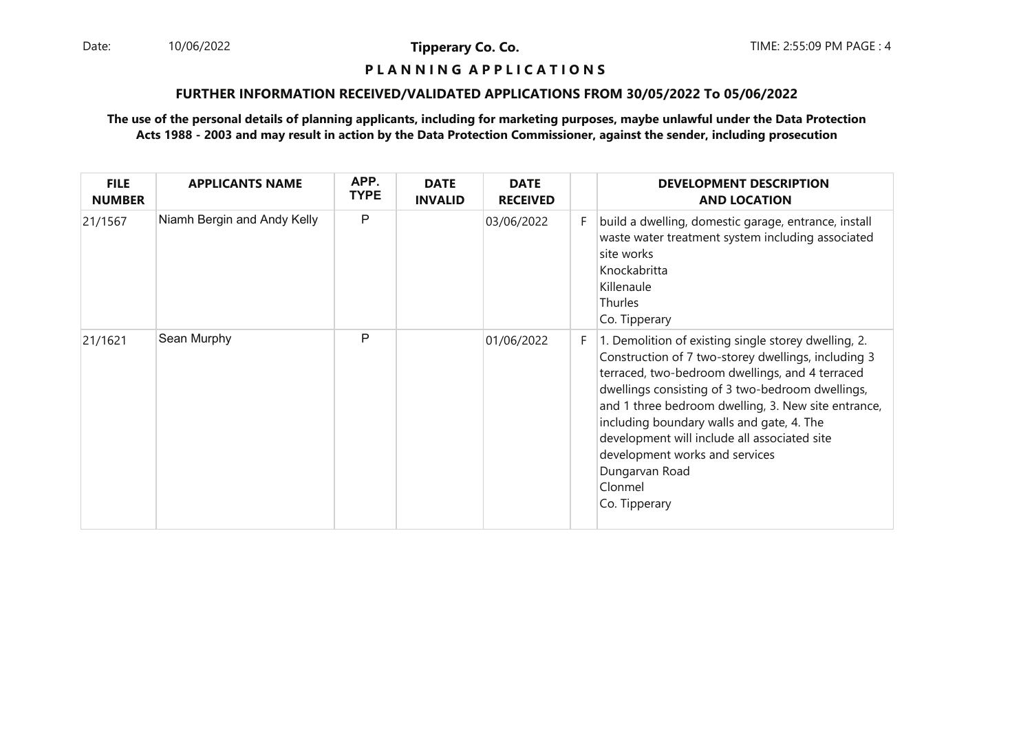**P L A N N I N G A P P L I C A T I O N S**

**FURTHER INFORMATION RECEIVED/VALIDATED APPLICATIONS FROM 30/05/2022 To 05/06/2022**

**The use of the personal details of planning applicants, including for marketing purposes, maybe unlawful under the Data Protection Acts 1988 - 2003 and may result in action by the Data Protection Commissioner, against the sender, including prosecution**

| FILE NUMBER | APPLICANTS NAME | APP. TYPE | DATE INVALID | DATE RECEIVED | | DEVELOPMENT DESCRIPTION AND LOCATION |
|---|---|---|---|---|---|---|
| 21/1567 | Niamh Bergin and Andy Kelly | P | | 03/06/2022 | F | build a dwelling, domestic garage, entrance, install waste water treatment system including associated site works<br>Knockabritta<br>Killenaule<br>Thurles<br>Co. Tipperary |
| 21/1621 | Sean Murphy | P | | 01/06/2022 | F | 1. Demolition of existing single storey dwelling, 2. Construction of 7 two-storey dwellings, including 3 terraced, two-bedroom dwellings, and 4 terraced dwellings consisting of 3 two-bedroom dwellings, and 1 three bedroom dwelling, 3. New site entrance, including boundary walls and gate, 4. The development will include all associated site development works and services<br>Dungarvan Road<br>Clonmel<br>Co. Tipperary |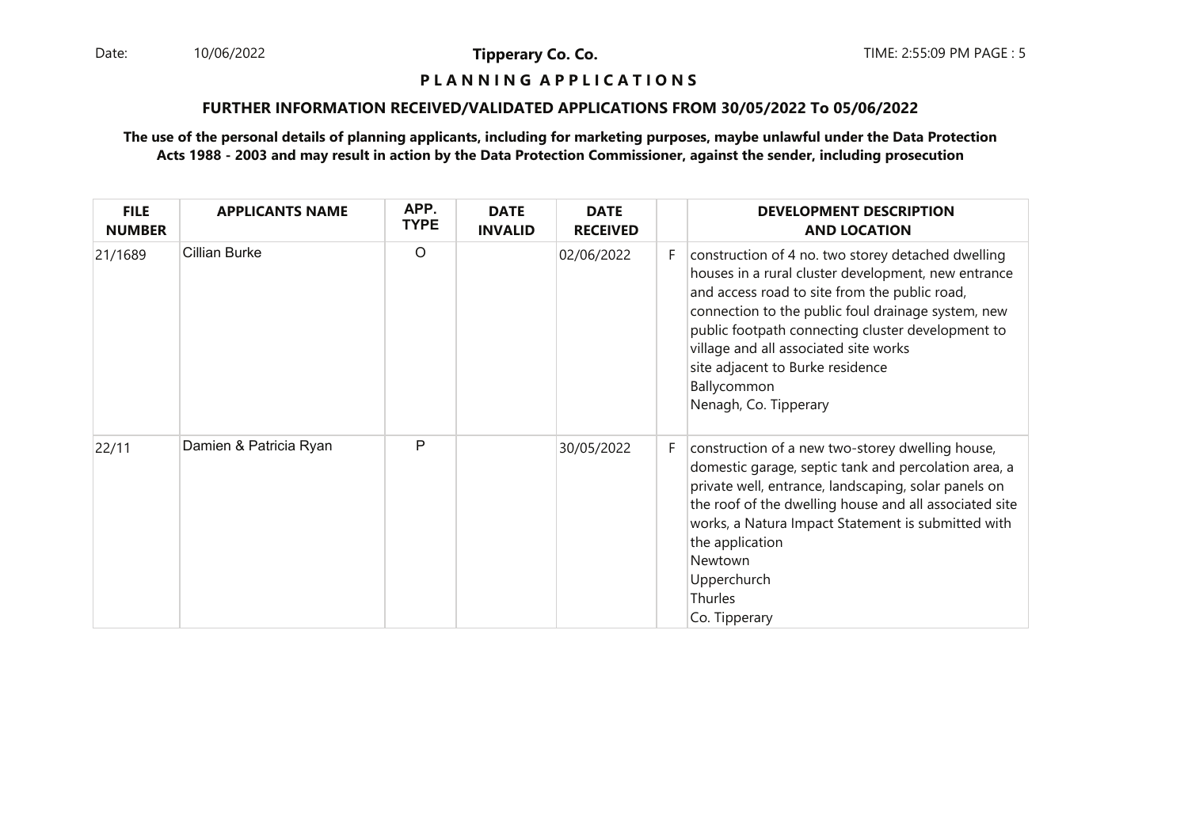**Tipperary Co. Co.**

**P L A N N I N G  A P P L I C A T I O N S**

**FURTHER INFORMATION RECEIVED/VALIDATED APPLICATIONS FROM 30/05/2022 To 05/06/2022**

**The use of the personal details of planning applicants, including for marketing purposes, maybe unlawful under the Data Protection Acts 1988 - 2003 and may result in action by the Data Protection Commissioner, against the sender, including prosecution**

| FILE NUMBER | APPLICANTS NAME | APP. TYPE | DATE INVALID | DATE RECEIVED | | DEVELOPMENT DESCRIPTION AND LOCATION |
|---|---|---|---|---|---|---|
| 21/1689 | Cillian Burke | O | | 02/06/2022 | F | construction of 4 no. two storey detached dwelling houses in a rural cluster development, new entrance and access road to site from the public road, connection to the public foul drainage system, new public footpath connecting cluster development to village and all associated site works<br>site adjacent to Burke residence<br>Ballycommon<br>Nenagh, Co. Tipperary |
| 22/11 | Damien & Patricia Ryan | P | | 30/05/2022 | F | construction of a new two-storey dwelling house, domestic garage, septic tank and percolation area, a private well, entrance, landscaping, solar panels on the roof of the dwelling house and all associated site works, a Natura Impact Statement is submitted with the application<br>Newtown<br>Upperchurch<br>Thurles<br>Co. Tipperary |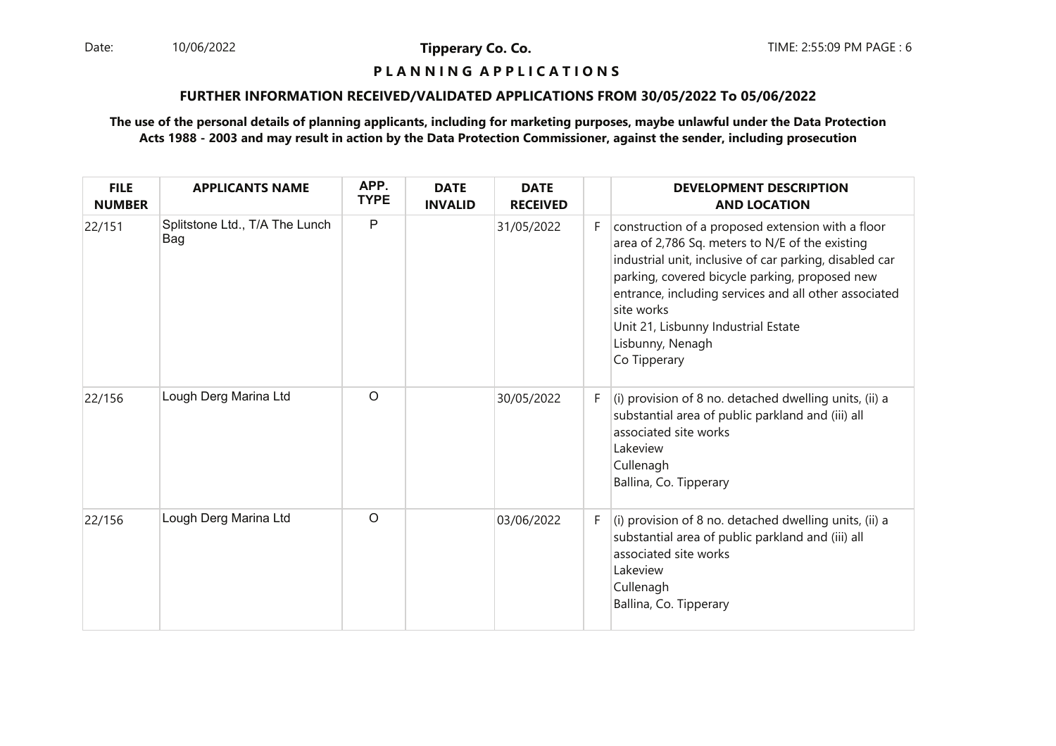**Tipperary Co. Co.**

**P L A N N I N G  A P P L I C A T I O N S**

**FURTHER INFORMATION RECEIVED/VALIDATED APPLICATIONS FROM 30/05/2022 To 05/06/2022**

**The use of the personal details of planning applicants, including for marketing purposes, maybe unlawful under the Data Protection Acts 1988 - 2003 and may result in action by the Data Protection Commissioner, against the sender, including prosecution**

| FILE NUMBER | APPLICANTS NAME | APP. TYPE | DATE INVALID | DATE RECEIVED | | DEVELOPMENT DESCRIPTION AND LOCATION |
|---|---|---|---|---|---|---|
| 22/151 | Splitstone Ltd., T/A The Lunch Bag | P | | 31/05/2022 | F | construction of a proposed extension with a floor area of 2,786 Sq. meters to N/E of the existing industrial unit, inclusive of car parking, disabled car parking, covered bicycle parking, proposed new entrance, including services and all other associated site works<br>Unit 21, Lisbunny Industrial Estate<br>Lisbunny, Nenagh<br>Co Tipperary |
| 22/156 | Lough Derg Marina Ltd | O | | 30/05/2022 | F | (i) provision of 8 no. detached dwelling units, (ii) a substantial area of public parkland and (iii) all associated site works<br>Lakeview<br>Cullenagh<br>Ballina, Co. Tipperary |
| 22/156 | Lough Derg Marina Ltd | O | | 03/06/2022 | F | (i) provision of 8 no. detached dwelling units, (ii) a substantial area of public parkland and (iii) all associated site works<br>Lakeview<br>Cullenagh<br>Ballina, Co. Tipperary |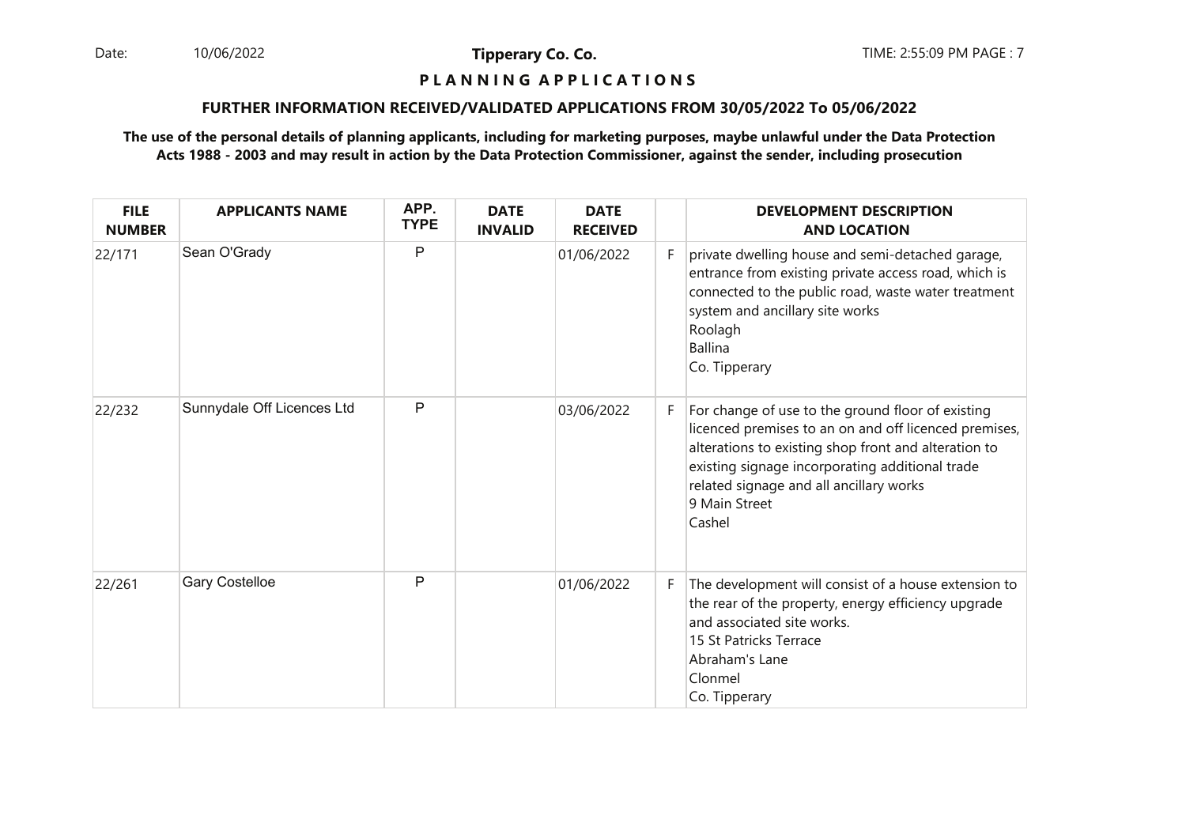**Tipperary Co. Co.**

**P L A N N I N G A P P L I C A T I O N S**

**FURTHER INFORMATION RECEIVED/VALIDATED APPLICATIONS FROM 30/05/2022 To 05/06/2022**

**The use of the personal details of planning applicants, including for marketing purposes, maybe unlawful under the Data Protection Acts 1988 - 2003 and may result in action by the Data Protection Commissioner, against the sender, including prosecution**

| FILE NUMBER | APPLICANTS NAME | APP. TYPE | DATE INVALID | DATE RECEIVED | | DEVELOPMENT DESCRIPTION AND LOCATION |
|---|---|---|---|---|---|---|
| 22/171 | Sean O'Grady | P | | 01/06/2022 | F | private dwelling house and semi-detached garage, entrance from existing private access road, which is connected to the public road, waste water treatment system and ancillary site works<br>Roolagh<br>Ballina<br>Co. Tipperary |
| 22/232 | Sunnydale Off Licences Ltd | P | | 03/06/2022 | F | For change of use to the ground floor of existing licenced premises to an on and off licenced premises, alterations to existing shop front and alteration to existing signage incorporating additional trade related signage and all ancillary works<br>9 Main Street<br>Cashel |
| 22/261 | Gary Costelloe | P | | 01/06/2022 | F | The development will consist of a house extension to the rear of the property, energy efficiency upgrade and associated site works.<br>15 St Patricks Terrace<br>Abraham's Lane<br>Clonmel<br>Co. Tipperary |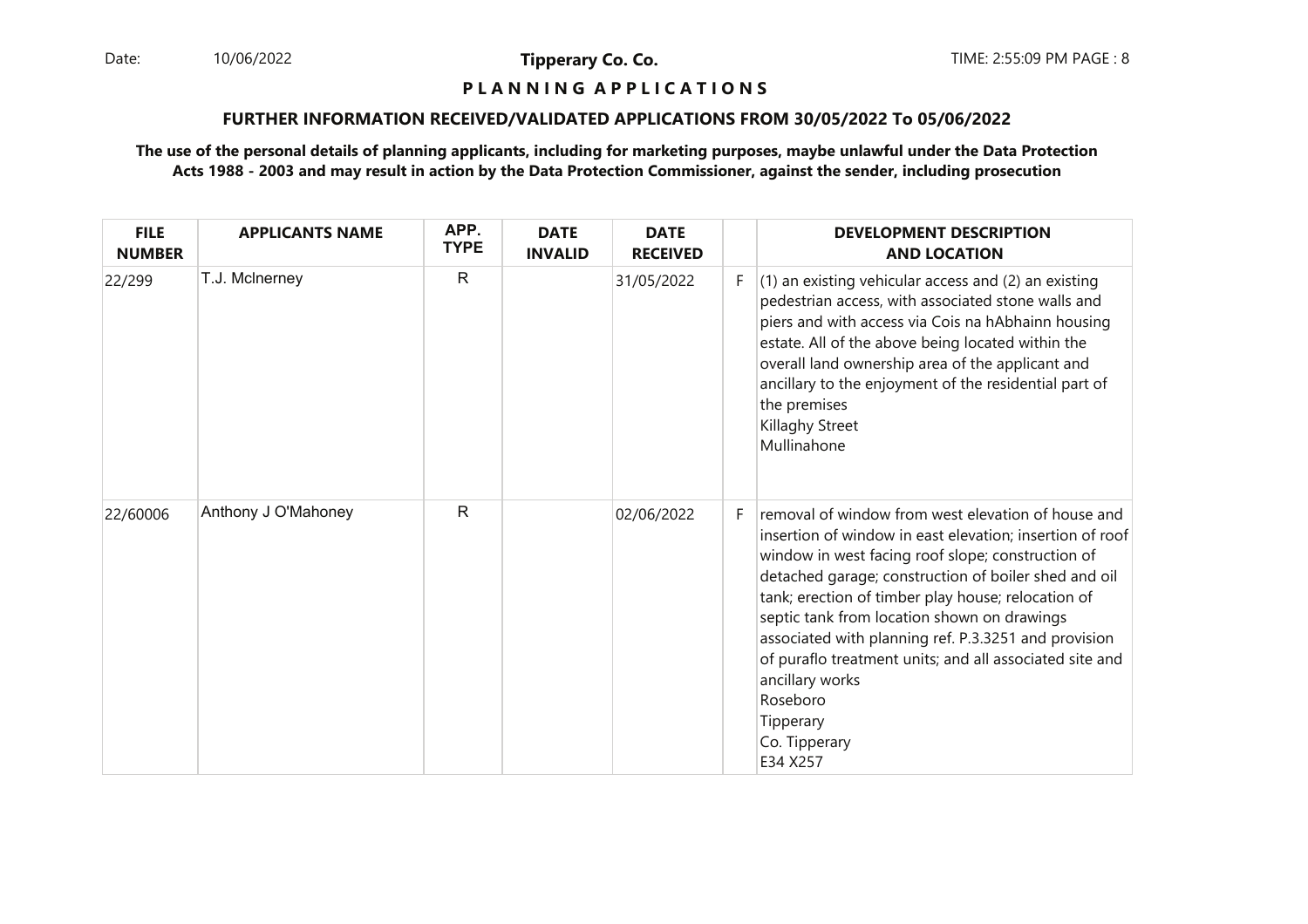**Tipperary Co. Co.**

**P L A N N I N G A P P L I C A T I O N S**

**FURTHER INFORMATION RECEIVED/VALIDATED APPLICATIONS FROM 30/05/2022 To 05/06/2022**

**The use of the personal details of planning applicants, including for marketing purposes, maybe unlawful under the Data Protection Acts 1988 - 2003 and may result in action by the Data Protection Commissioner, against the sender, including prosecution**

| FILE NUMBER | APPLICANTS NAME | APP. TYPE | DATE INVALID | DATE RECEIVED | | DEVELOPMENT DESCRIPTION AND LOCATION |
|---|---|---|---|---|---|---|
| 22/299 | T.J. McInerney | R | | 31/05/2022 | F | (1) an existing vehicular access and (2) an existing pedestrian access, with associated stone walls and piers and with access via Cois na hAbhainn housing estate. All of the above being located within the overall land ownership area of the applicant and ancillary to the enjoyment of the residential part of the premises<br>Killaghy Street<br>Mullinahone |
| 22/60006 | Anthony J O'Mahoney | R | | 02/06/2022 | F | removal of window from west elevation of house and insertion of window in east elevation; insertion of roof window in west facing roof slope; construction of detached garage; construction of boiler shed and oil tank; erection of timber play house; relocation of septic tank from location shown on drawings associated with planning ref. P.3.3251 and provision of puraflo treatment units; and all associated site and ancillary works<br>Roseboro<br>Tipperary<br>Co. Tipperary<br>E34 X257 |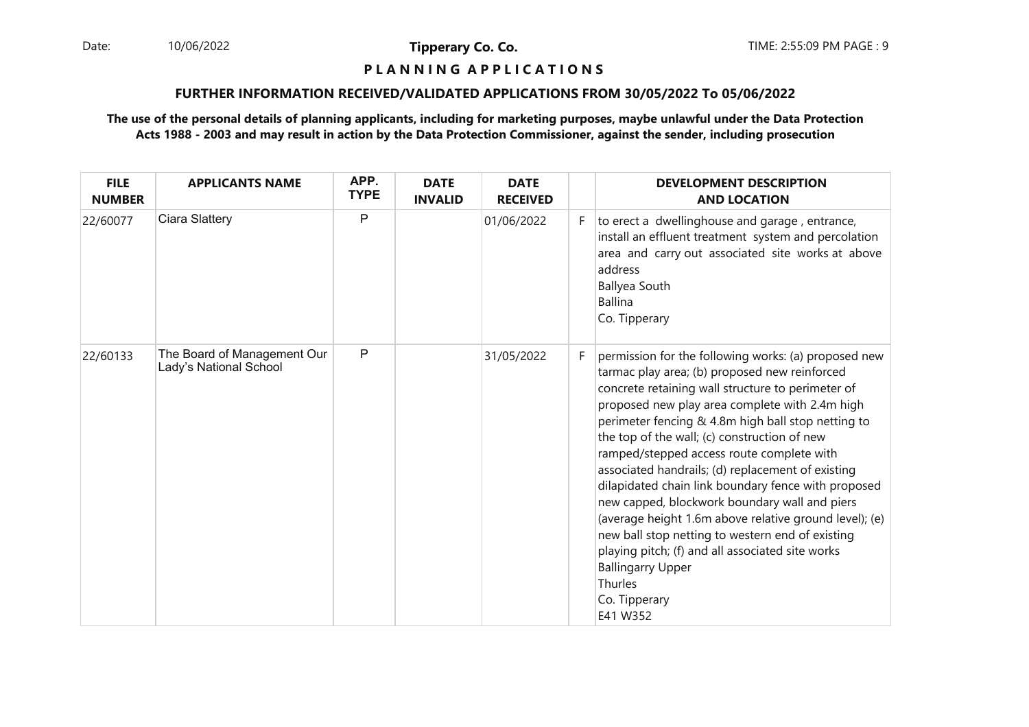**P L A N N I N G A P P L I C A T I O N S**

**FURTHER INFORMATION RECEIVED/VALIDATED APPLICATIONS FROM 30/05/2022 To 05/06/2022**

**The use of the personal details of planning applicants, including for marketing purposes, maybe unlawful under the Data Protection Acts 1988 - 2003 and may result in action by the Data Protection Commissioner, against the sender, including prosecution**

| FILE NUMBER | APPLICANTS NAME | APP. TYPE | DATE INVALID | DATE RECEIVED | | DEVELOPMENT DESCRIPTION AND LOCATION |
|---|---|---|---|---|---|---|
| 22/60077 | Ciara Slattery | P | | 01/06/2022 | F | to erect a dwellinghouse and garage , entrance, install an effluent treatment system and percolation area and carry out associated site works at above address<br>Ballyea South<br>Ballina<br>Co. Tipperary |
| 22/60133 | The Board of Management Our Lady's National School | P | | 31/05/2022 | F | permission for the following works: (a) proposed new tarmac play area; (b) proposed new reinforced concrete retaining wall structure to perimeter of proposed new play area complete with 2.4m high perimeter fencing & 4.8m high ball stop netting to the top of the wall; (c) construction of new ramped/stepped access route complete with associated handrails; (d) replacement of existing dilapidated chain link boundary fence with proposed new capped, blockwork boundary wall and piers (average height 1.6m above relative ground level); (e) new ball stop netting to western end of existing playing pitch; (f) and all associated site works<br>Ballingarry Upper<br>Thurles<br>Co. Tipperary<br>E41 W352 |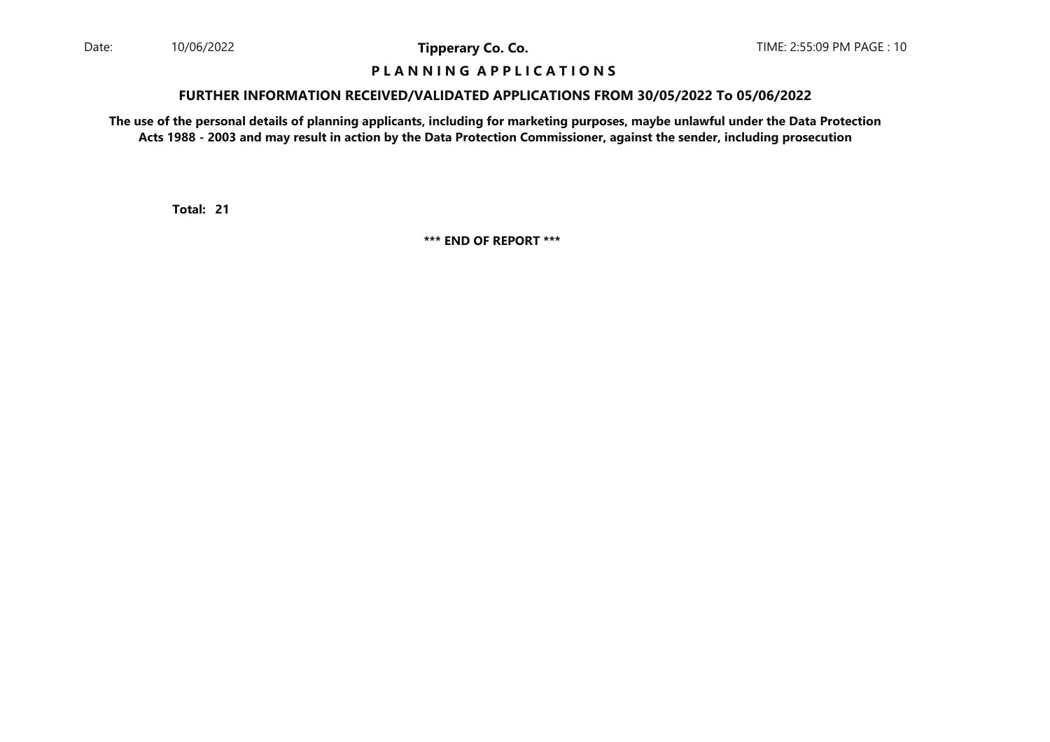# P L A N N I N G A P P L I C A T I O N S

## FURTHER INFORMATION RECEIVED/VALIDATED APPLICATIONS FROM 30/05/2022 To 05/06/2022

**The use of the personal details of planning applicants, including for marketing purposes, maybe unlawful under the Data Protection Acts 1988 - 2003 and may result in action by the Data Protection Commissioner, against the sender, including prosecution**

**Total: 21**

**\*\*\* END OF REPORT \*\*\***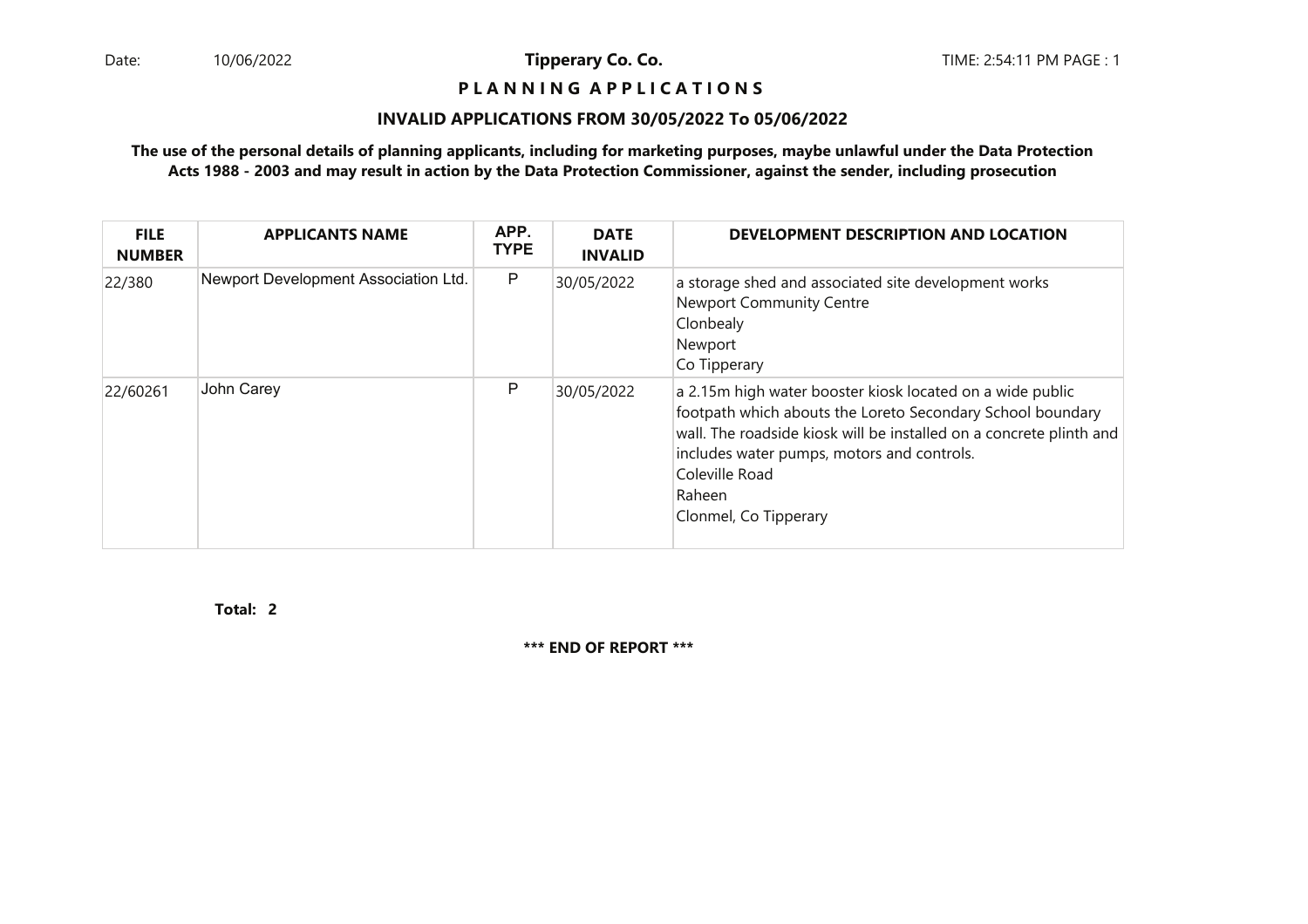Date: 10/06/2022 **Tipperary Co. Co.** TIME: 2:54:11 PM PAGE : 1

**P L A N N I N G A P P L I C A T I O N S**

**INVALID APPLICATIONS FROM 30/05/2022 To 05/06/2022**

**The use of the personal details of planning applicants, including for marketing purposes, maybe unlawful under the Data Protection Acts 1988 - 2003 and may result in action by the Data Protection Commissioner, against the sender, including prosecution**

| FILE NUMBER | APPLICANTS NAME | APP. TYPE | DATE INVALID | DEVELOPMENT DESCRIPTION AND LOCATION |
|---|---|---|---|---|
| 22/380 | Newport Development Association Ltd. | P | 30/05/2022 | a storage shed and associated site development works<br>Newport Community Centre<br>Clonbealy<br>Newport<br>Co Tipperary |
| 22/60261 | John Carey | P | 30/05/2022 | a 2.15m high water booster kiosk located on a wide public footpath which abouts the Loreto Secondary School boundary wall. The roadside kiosk will be installed on a concrete plinth and includes water pumps, motors and controls.<br>Coleville Road<br>Raheen<br>Clonmel, Co Tipperary |

**Total: 2**

**\*\*\* END OF REPORT \*\*\***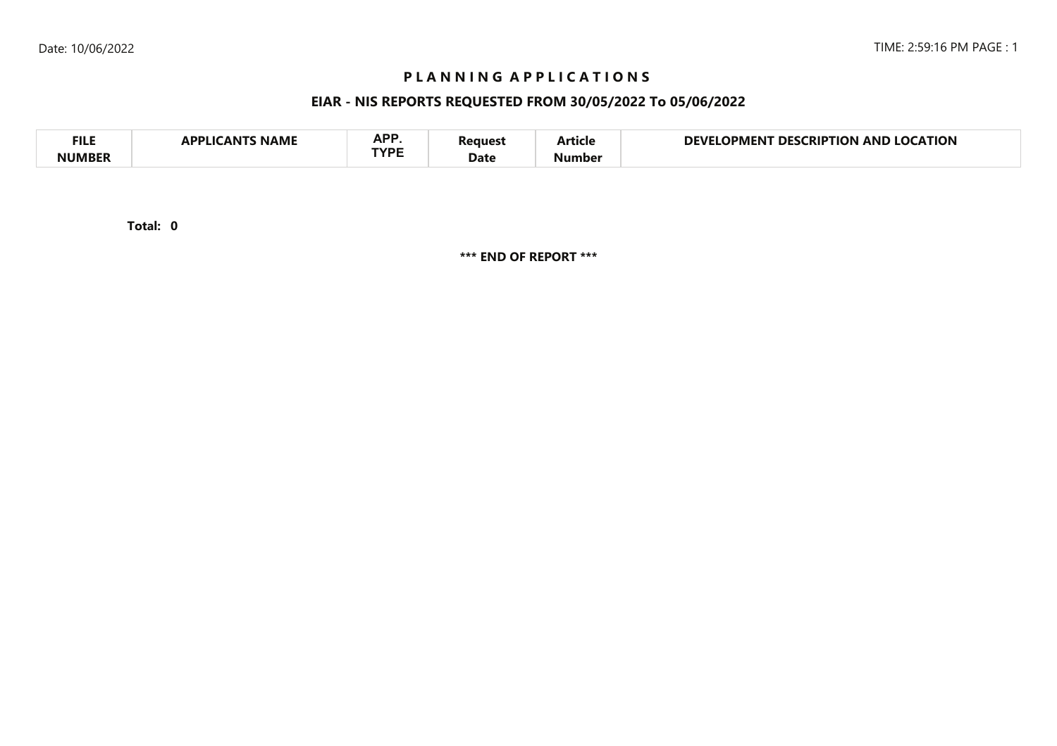# PLANNING APPLICATIONS

## EIAR - NIS REPORTS REQUESTED FROM 30/05/2022 To 05/06/2022

| FILE NUMBER | APPLICANTS NAME | APP. TYPE | Request Date | Article Number | DEVELOPMENT DESCRIPTION AND LOCATION |
|---|---|---|---|---|---|

**Total: 0**

**\*\*\* END OF REPORT \*\*\***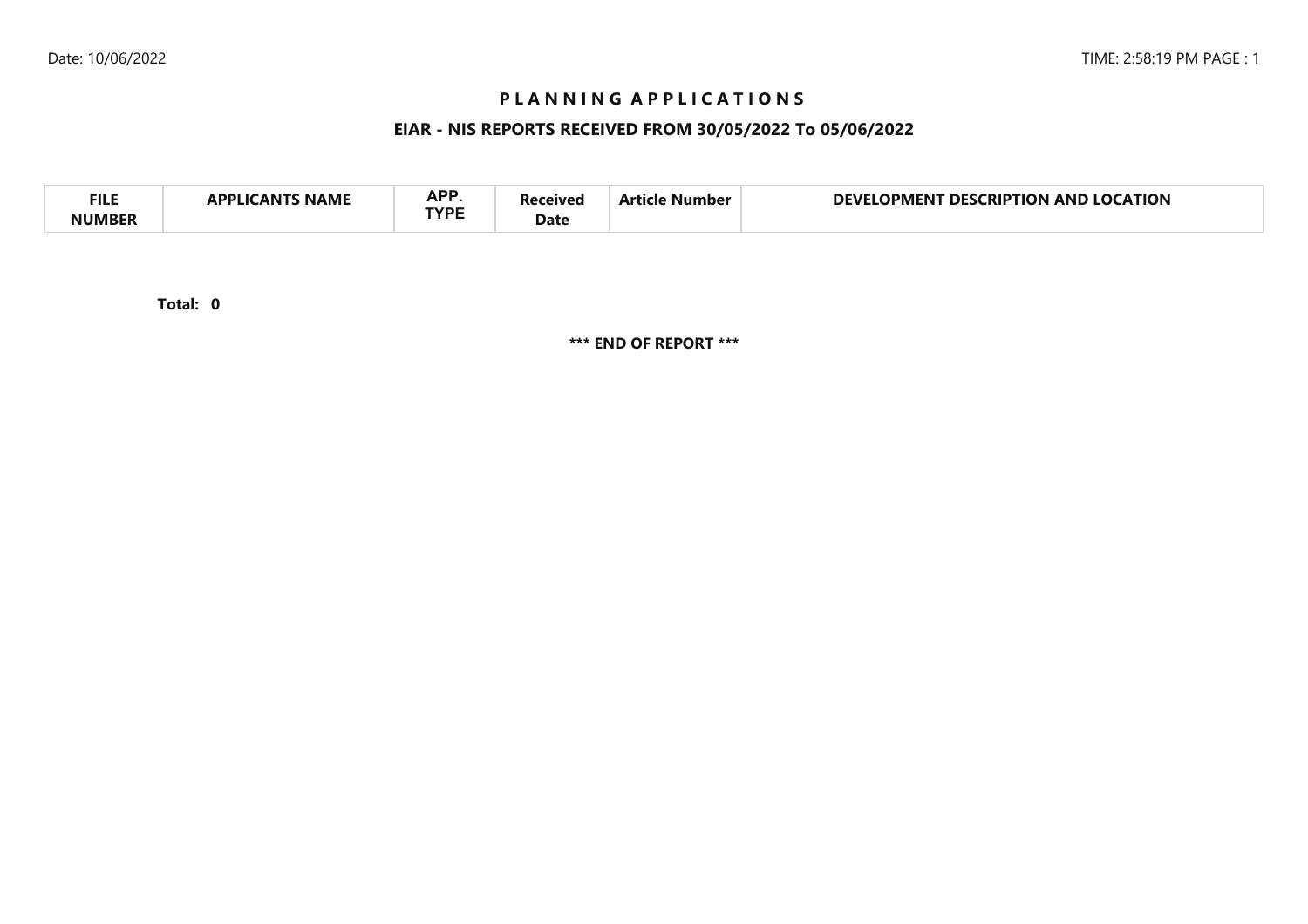# P L A N N I N G  A P P L I C A T I O N S

## EIAR - NIS REPORTS RECEIVED FROM 30/05/2022 To 05/06/2022

| FILE NUMBER | APPLICANTS NAME | APP. TYPE | Received Date | Article Number | DEVELOPMENT DESCRIPTION AND LOCATION |
|---|---|---|---|---|---|

**Total: 0**

**\*\*\* END OF REPORT \*\*\***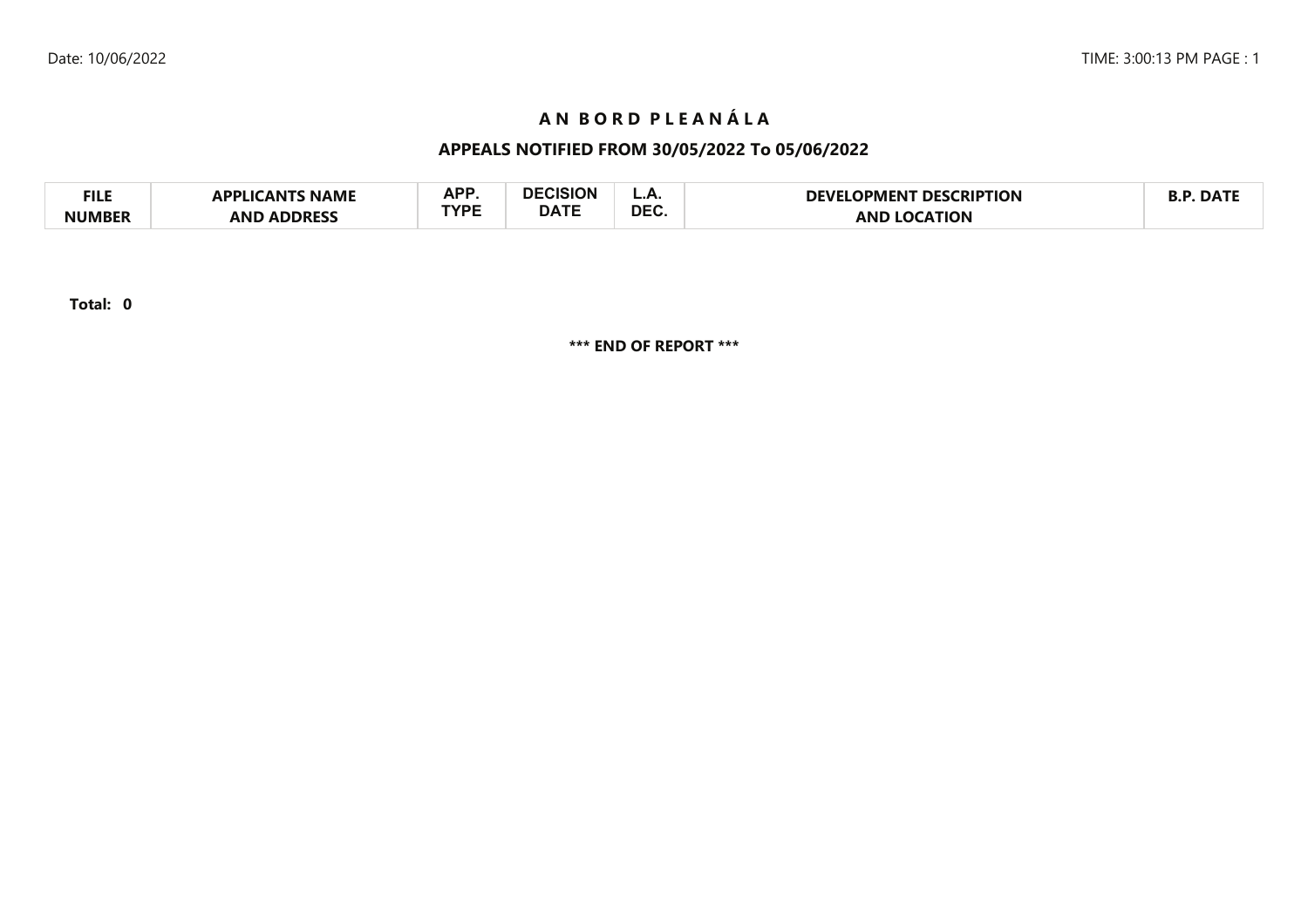# A N B O R D P L E A N Á L A

## APPEALS NOTIFIED FROM 30/05/2022 To 05/06/2022

| FILE NUMBER | APPLICANTS NAME AND ADDRESS | APP. TYPE | DECISION DATE | L.A. DEC. | DEVELOPMENT DESCRIPTION AND LOCATION | B.P. DATE |
|---|---|---|---|---|---|---|

**Total: 0**

**\*\*\* END OF REPORT \*\*\***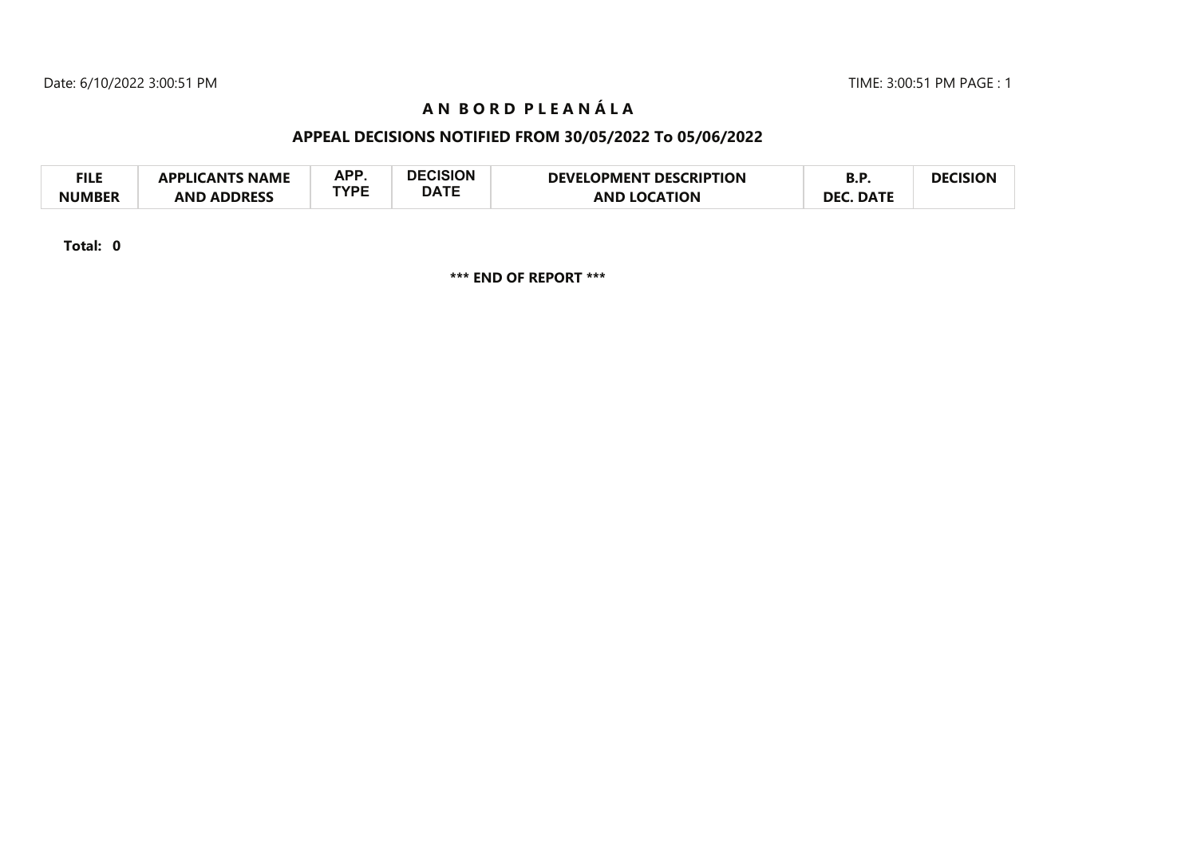# A N B O R D P L E A N Á L A

## APPEAL DECISIONS NOTIFIED FROM 30/05/2022 To 05/06/2022

| FILE NUMBER | APPLICANTS NAME AND ADDRESS | APP. TYPE | DECISION DATE | DEVELOPMENT DESCRIPTION AND LOCATION | B.P. DEC. DATE | DECISION |
|---|---|---|---|---|---|---|

**Total: 0**

**\*\*\* END OF REPORT \*\*\***